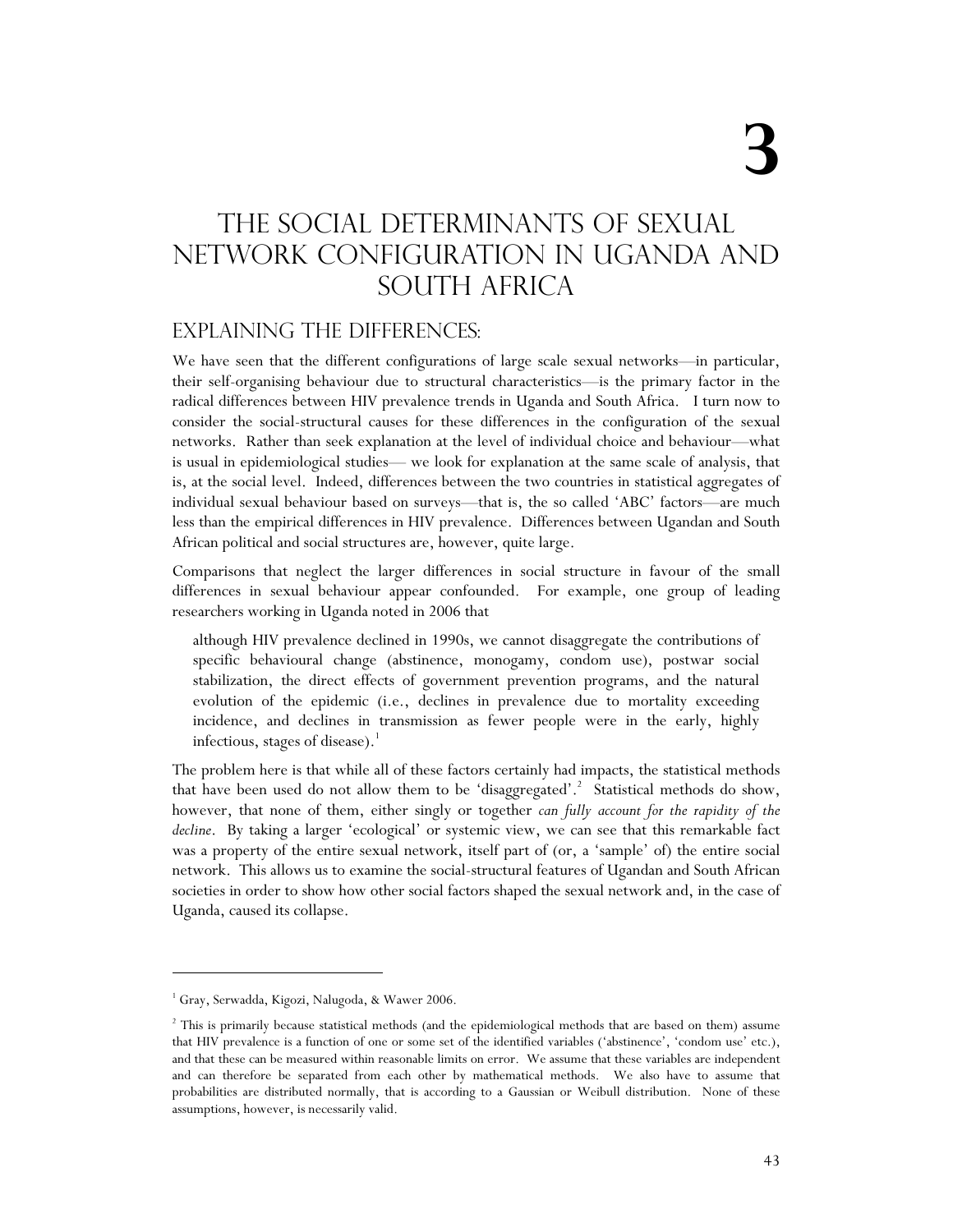# 3

# The Social Determinants of Sexual Network Configuration in Uganda and South Africa

## Explaining the Differences:

We have seen that the different configurations of large scale sexual networks—in particular, their self-organising behaviour due to structural characteristics—is the primary factor in the radical differences between HIV prevalence trends in Uganda and South Africa. I turn now to consider the social-structural causes for these differences in the configuration of the sexual networks. Rather than seek explanation at the level of individual choice and behaviour—what is usual in epidemiological studies— we look for explanation at the same scale of analysis, that is, at the social level. Indeed, differences between the two countries in statistical aggregates of individual sexual behaviour based on surveys—that is, the so called 'ABC' factors—are much less than the empirical differences in HIV prevalence. Differences between Ugandan and South African political and social structures are, however, quite large.

Comparisons that neglect the larger differences in social structure in favour of the small differences in sexual behaviour appear confounded. For example, one group of leading researchers working in Uganda noted in 2006 that

> although HIV prevalence declined in 1990s, we cannot disaggregate the contributions of specific behavioural change (abstinence, monogamy, condom use), postwar social stabilization, the direct effects of government prevention programs, and the natural evolution of the epidemic (i.e., declines in prevalence due to mortality exceeding incidence, and declines in transmission as fewer people were in the early, highly infectious, stages of disease).[1]

The problem here is that while all of these factors certainly had impacts, the statistical methods that have been used do not allow them to be 'disaggregated'.[2] Statistical methods do show, however, that none of them, either singly or together *can fully account for the rapidity of the decline*. By taking a larger 'ecological' or systemic view, we can see that this remarkable fact was a property of the entire sexual network, itself part of (or, a 'sample' of) the entire social network. This allows us to examine the social-structural features of Ugandan and South African societies in order to show how other social factors shaped the sexual network and, in the case of Uganda, caused its collapse.

---

[1] Gray, Serwadda, Kigozi, Nalugoda, & Wawer 2006.

[2] This is primarily because statistical methods (and the epidemiological methods that are based on them) assume that HIV prevalence is a function of one or some set of the identified variables ('abstinence', 'condom use' etc.), and that these can be measured within reasonable limits on error. We assume that these variables are independent and can therefore be separated from each other by mathematical methods. We also have to assume that probabilities are distributed normally, that is according to a Gaussian or Weibull distribution. None of these assumptions, however, is necessarily valid.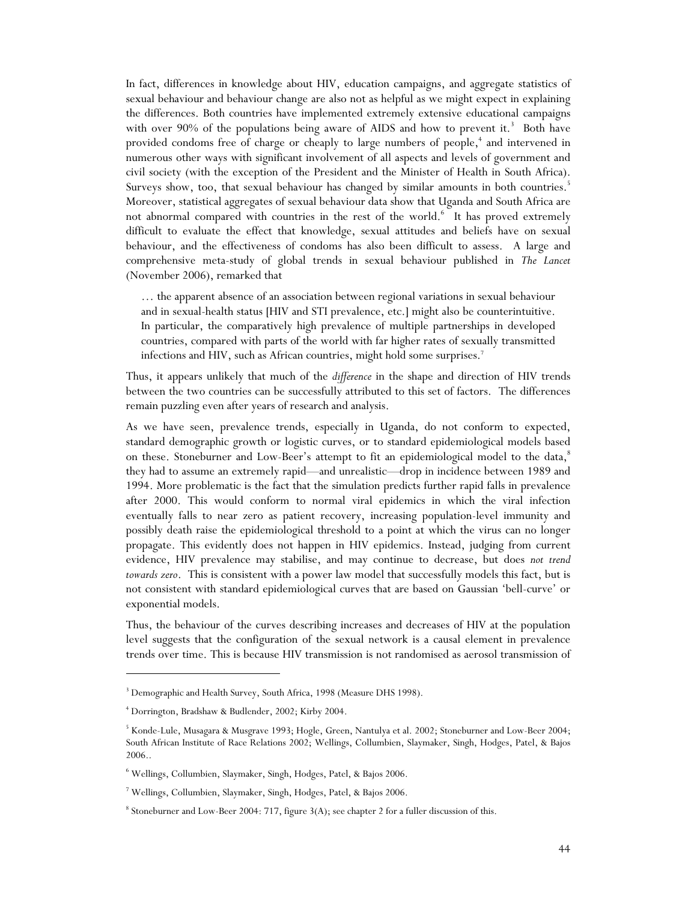In fact, differences in knowledge about HIV, education campaigns, and aggregate statistics of sexual behaviour and behaviour change are also not as helpful as we might expect in explaining the differences. Both countries have implemented extremely extensive educational campaigns with over 90% of the populations being aware of AIDS and how to prevent it.[3] Both have provided condoms free of charge or cheaply to large numbers of people,[4] and intervened in numerous other ways with significant involvement of all aspects and levels of government and civil society (with the exception of the President and the Minister of Health in South Africa). Surveys show, too, that sexual behaviour has changed by similar amounts in both countries.[5] Moreover, statistical aggregates of sexual behaviour data show that Uganda and South Africa are not abnormal compared with countries in the rest of the world.[6] It has proved extremely difficult to evaluate the effect that knowledge, sexual attitudes and beliefs have on sexual behaviour, and the effectiveness of condoms has also been difficult to assess. A large and comprehensive meta-study of global trends in sexual behaviour published in *The Lancet* (November 2006), remarked that

> … the apparent absence of an association between regional variations in sexual behaviour and in sexual-health status [HIV and STI prevalence, etc.] might also be counterintuitive. In particular, the comparatively high prevalence of multiple partnerships in developed countries, compared with parts of the world with far higher rates of sexually transmitted infections and HIV, such as African countries, might hold some surprises.[7]

Thus, it appears unlikely that much of the *difference* in the shape and direction of HIV trends between the two countries can be successfully attributed to this set of factors. The differences remain puzzling even after years of research and analysis.

As we have seen, prevalence trends, especially in Uganda, do not conform to expected, standard demographic growth or logistic curves, or to standard epidemiological models based on these. Stoneburner and Low-Beer's attempt to fit an epidemiological model to the data,[8] they had to assume an extremely rapid—and unrealistic—drop in incidence between 1989 and 1994. More problematic is the fact that the simulation predicts further rapid falls in prevalence after 2000. This would conform to normal viral epidemics in which the viral infection eventually falls to near zero as patient recovery, increasing population-level immunity and possibly death raise the epidemiological threshold to a point at which the virus can no longer propagate. This evidently does not happen in HIV epidemics. Instead, judging from current evidence, HIV prevalence may stabilise, and may continue to decrease, but does *not trend towards zero*. This is consistent with a power law model that successfully models this fact, but is not consistent with standard epidemiological curves that are based on Gaussian 'bell-curve' or exponential models.

Thus, the behaviour of the curves describing increases and decreases of HIV at the population level suggests that the configuration of the sexual network is a causal element in prevalence trends over time. This is because HIV transmission is not randomised as aerosol transmission of

---

[3] Demographic and Health Survey, South Africa, 1998 (Measure DHS 1998).

[4] Dorrington, Bradshaw & Budlender, 2002; Kirby 2004.

[5] Konde-Lule, Musagara & Musgrave 1993; Hogle, Green, Nantulya et al. 2002; Stoneburner and Low-Beer 2004; South African Institute of Race Relations 2002; Wellings, Collumbien, Slaymaker, Singh, Hodges, Patel, & Bajos 2006..

[6] Wellings, Collumbien, Slaymaker, Singh, Hodges, Patel, & Bajos 2006.

[7] Wellings, Collumbien, Slaymaker, Singh, Hodges, Patel, & Bajos 2006.

[8] Stoneburner and Low-Beer 2004: 717, figure 3(A); see chapter 2 for a fuller discussion of this.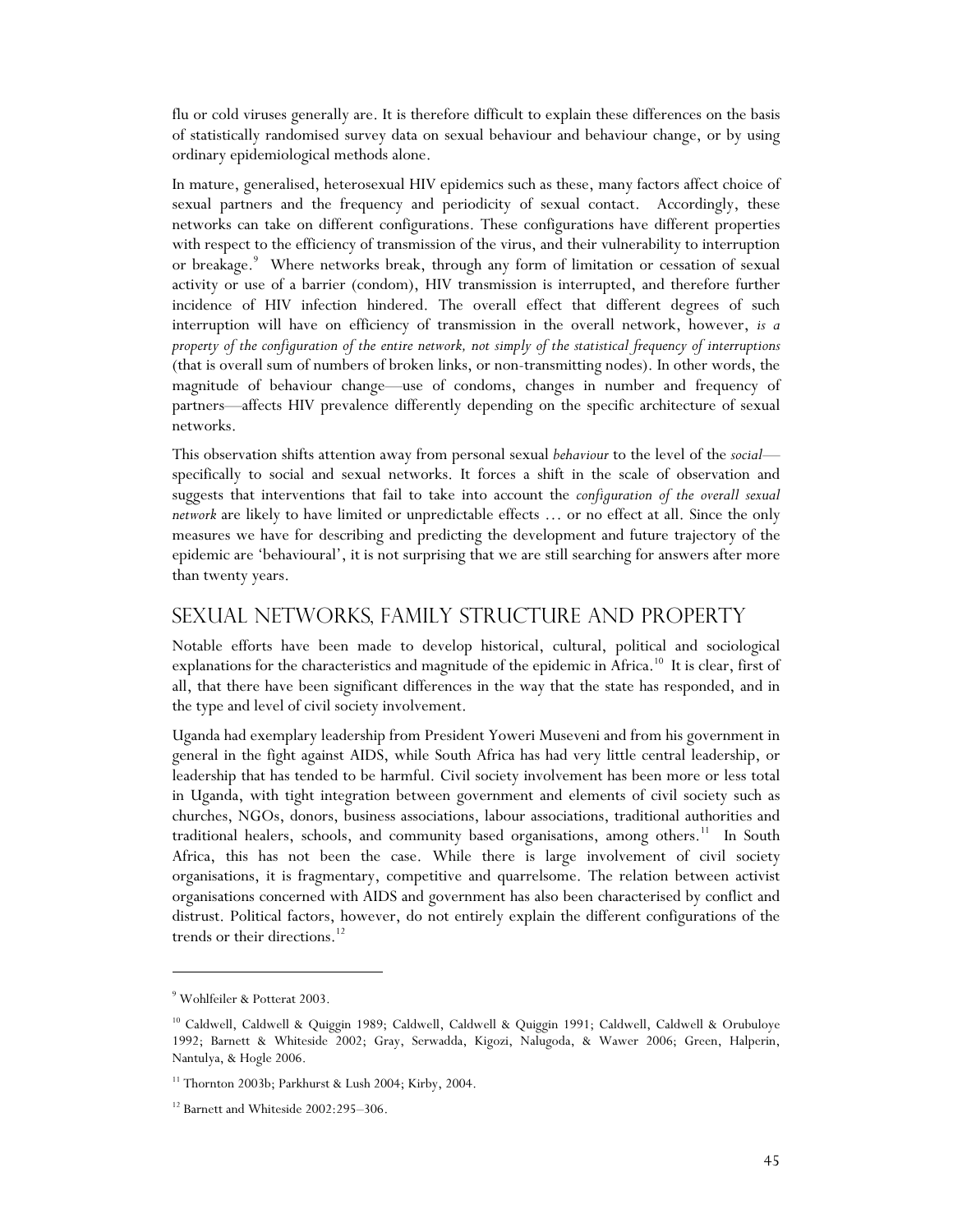flu or cold viruses generally are. It is therefore difficult to explain these differences on the basis of statistically randomised survey data on sexual behaviour and behaviour change, or by using ordinary epidemiological methods alone.

In mature, generalised, heterosexual HIV epidemics such as these, many factors affect choice of sexual partners and the frequency and periodicity of sexual contact. Accordingly, these networks can take on different configurations. These configurations have different properties with respect to the efficiency of transmission of the virus, and their vulnerability to interruption or breakage.[9] Where networks break, through any form of limitation or cessation of sexual activity or use of a barrier (condom), HIV transmission is interrupted, and therefore further incidence of HIV infection hindered. The overall effect that different degrees of such interruption will have on efficiency of transmission in the overall network, however, *is a property of the configuration of the entire network, not simply of the statistical frequency of interruptions* (that is overall sum of numbers of broken links, or non-transmitting nodes). In other words, the magnitude of behaviour change—use of condoms, changes in number and frequency of partners—affects HIV prevalence differently depending on the specific architecture of sexual networks.

This observation shifts attention away from personal sexual *behaviour* to the level of the *social*—specifically to social and sexual networks. It forces a shift in the scale of observation and suggests that interventions that fail to take into account the *configuration of the overall sexual network* are likely to have limited or unpredictable effects … or no effect at all. Since the only measures we have for describing and predicting the development and future trajectory of the epidemic are 'behavioural', it is not surprising that we are still searching for answers after more than twenty years.

## Sexual Networks, Family Structure and Property

Notable efforts have been made to develop historical, cultural, political and sociological explanations for the characteristics and magnitude of the epidemic in Africa.[10] It is clear, first of all, that there have been significant differences in the way that the state has responded, and in the type and level of civil society involvement.

Uganda had exemplary leadership from President Yoweri Museveni and from his government in general in the fight against AIDS, while South Africa has had very little central leadership, or leadership that has tended to be harmful. Civil society involvement has been more or less total in Uganda, with tight integration between government and elements of civil society such as churches, NGOs, donors, business associations, labour associations, traditional authorities and traditional healers, schools, and community based organisations, among others.[11] In South Africa, this has not been the case. While there is large involvement of civil society organisations, it is fragmentary, competitive and quarrelsome. The relation between activist organisations concerned with AIDS and government has also been characterised by conflict and distrust. Political factors, however, do not entirely explain the different configurations of the trends or their directions.[12]

---

[9] Wohlfeiler & Potterat 2003.

[10] Caldwell, Caldwell & Quiggin 1989; Caldwell, Caldwell & Quiggin 1991; Caldwell, Caldwell & Orubuloye 1992; Barnett & Whiteside 2002; Gray, Serwadda, Kigozi, Nalugoda, & Wawer 2006; Green, Halperin, Nantulya, & Hogle 2006.

[11] Thornton 2003b; Parkhurst & Lush 2004; Kirby, 2004.

[12] Barnett and Whiteside 2002:295–306.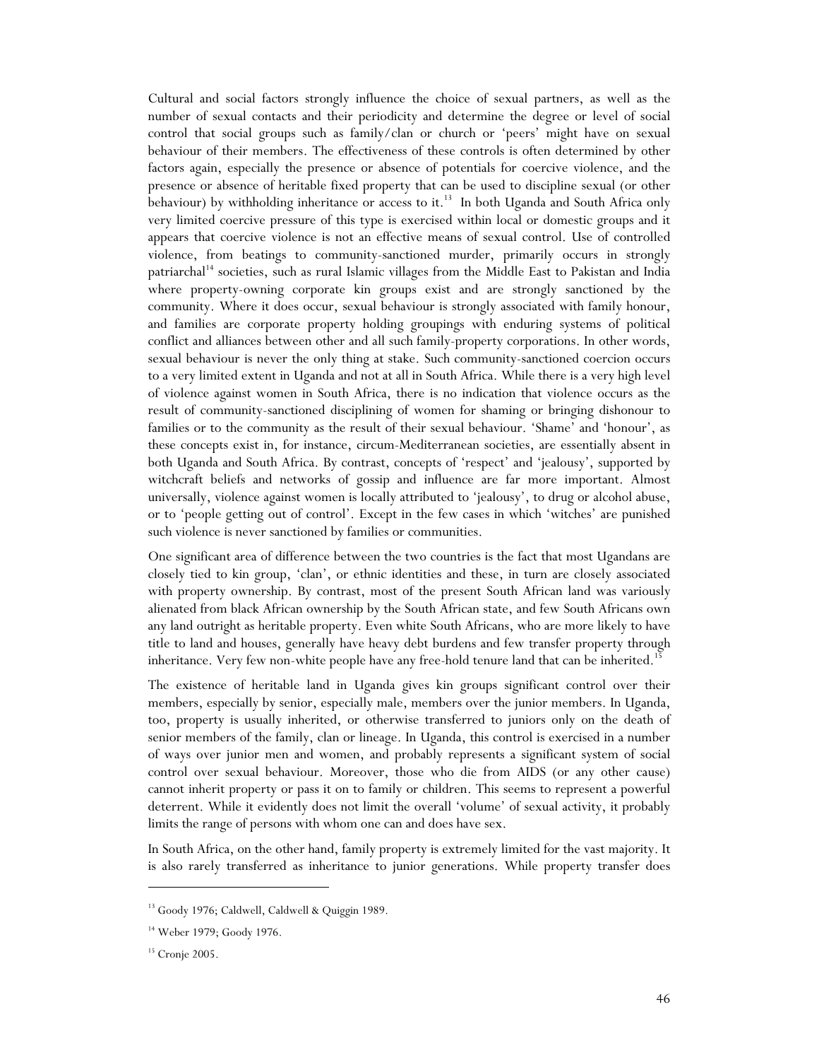Cultural and social factors strongly influence the choice of sexual partners, as well as the number of sexual contacts and their periodicity and determine the degree or level of social control that social groups such as family/clan or church or 'peers' might have on sexual behaviour of their members. The effectiveness of these controls is often determined by other factors again, especially the presence or absence of potentials for coercive violence, and the presence or absence of heritable fixed property that can be used to discipline sexual (or other behaviour) by withholding inheritance or access to it.[13] In both Uganda and South Africa only very limited coercive pressure of this type is exercised within local or domestic groups and it appears that coercive violence is not an effective means of sexual control. Use of controlled violence, from beatings to community-sanctioned murder, primarily occurs in strongly patriarchal[14] societies, such as rural Islamic villages from the Middle East to Pakistan and India where property-owning corporate kin groups exist and are strongly sanctioned by the community. Where it does occur, sexual behaviour is strongly associated with family honour, and families are corporate property holding groupings with enduring systems of political conflict and alliances between other and all such family-property corporations. In other words, sexual behaviour is never the only thing at stake. Such community-sanctioned coercion occurs to a very limited extent in Uganda and not at all in South Africa. While there is a very high level of violence against women in South Africa, there is no indication that violence occurs as the result of community-sanctioned disciplining of women for shaming or bringing dishonour to families or to the community as the result of their sexual behaviour. 'Shame' and 'honour', as these concepts exist in, for instance, circum-Mediterranean societies, are essentially absent in both Uganda and South Africa. By contrast, concepts of 'respect' and 'jealousy', supported by witchcraft beliefs and networks of gossip and influence are far more important. Almost universally, violence against women is locally attributed to 'jealousy', to drug or alcohol abuse, or to 'people getting out of control'. Except in the few cases in which 'witches' are punished such violence is never sanctioned by families or communities.

One significant area of difference between the two countries is the fact that most Ugandans are closely tied to kin group, 'clan', or ethnic identities and these, in turn are closely associated with property ownership. By contrast, most of the present South African land was variously alienated from black African ownership by the South African state, and few South Africans own any land outright as heritable property. Even white South Africans, who are more likely to have title to land and houses, generally have heavy debt burdens and few transfer property through inheritance. Very few non-white people have any free-hold tenure land that can be inherited.[15]

The existence of heritable land in Uganda gives kin groups significant control over their members, especially by senior, especially male, members over the junior members. In Uganda, too, property is usually inherited, or otherwise transferred to juniors only on the death of senior members of the family, clan or lineage. In Uganda, this control is exercised in a number of ways over junior men and women, and probably represents a significant system of social control over sexual behaviour. Moreover, those who die from AIDS (or any other cause) cannot inherit property or pass it on to family or children. This seems to represent a powerful deterrent. While it evidently does not limit the overall 'volume' of sexual activity, it probably limits the range of persons with whom one can and does have sex.

In South Africa, on the other hand, family property is extremely limited for the vast majority. It is also rarely transferred as inheritance to junior generations. While property transfer does

---

[13] Goody 1976; Caldwell, Caldwell & Quiggin 1989.

[14] Weber 1979; Goody 1976.

[15] Cronje 2005.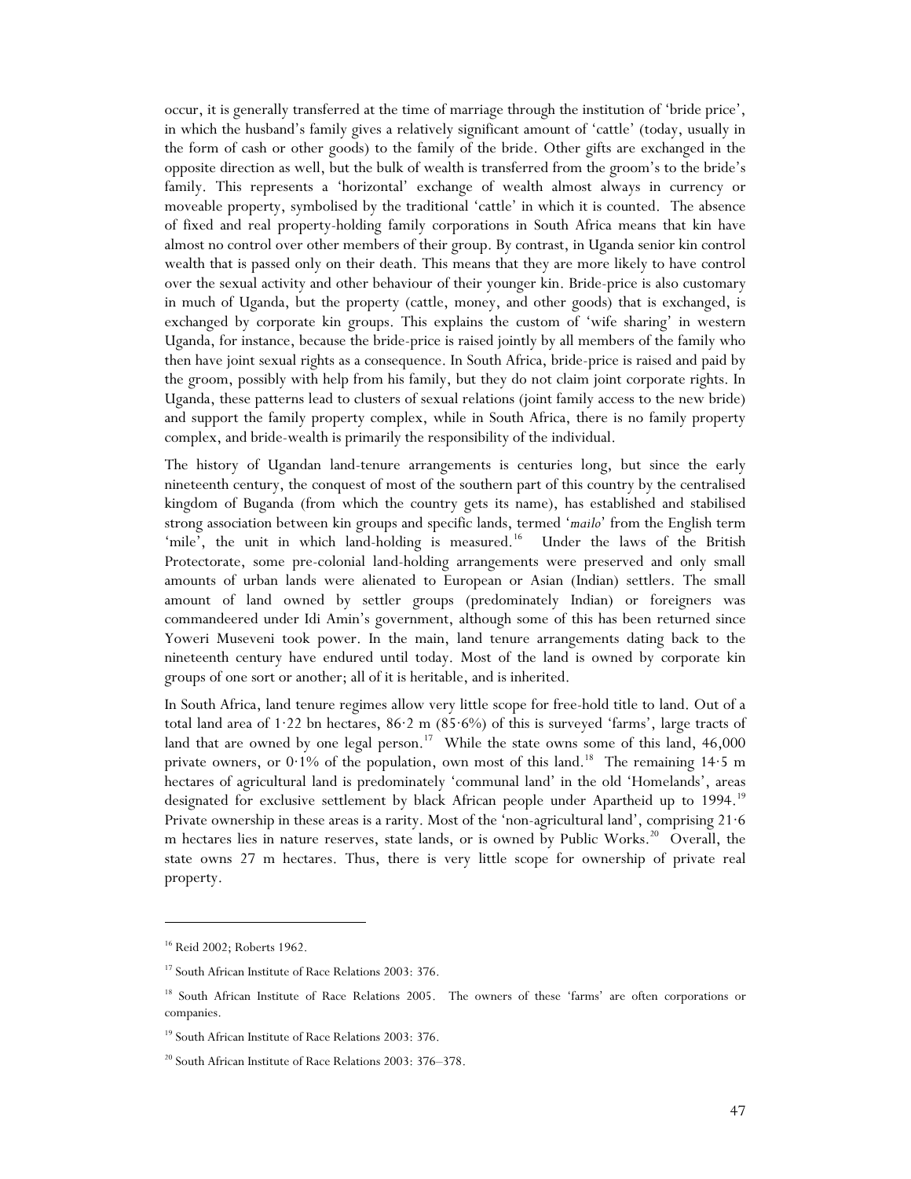occur, it is generally transferred at the time of marriage through the institution of 'bride price', in which the husband's family gives a relatively significant amount of 'cattle' (today, usually in the form of cash or other goods) to the family of the bride. Other gifts are exchanged in the opposite direction as well, but the bulk of wealth is transferred from the groom's to the bride's family. This represents a 'horizontal' exchange of wealth almost always in currency or moveable property, symbolised by the traditional 'cattle' in which it is counted. The absence of fixed and real property-holding family corporations in South Africa means that kin have almost no control over other members of their group. By contrast, in Uganda senior kin control wealth that is passed only on their death. This means that they are more likely to have control over the sexual activity and other behaviour of their younger kin. Bride-price is also customary in much of Uganda, but the property (cattle, money, and other goods) that is exchanged, is exchanged by corporate kin groups. This explains the custom of 'wife sharing' in western Uganda, for instance, because the bride-price is raised jointly by all members of the family who then have joint sexual rights as a consequence. In South Africa, bride-price is raised and paid by the groom, possibly with help from his family, but they do not claim joint corporate rights. In Uganda, these patterns lead to clusters of sexual relations (joint family access to the new bride) and support the family property complex, while in South Africa, there is no family property complex, and bride-wealth is primarily the responsibility of the individual.

The history of Ugandan land-tenure arrangements is centuries long, but since the early nineteenth century, the conquest of most of the southern part of this country by the centralised kingdom of Buganda (from which the country gets its name), has established and stabilised strong association between kin groups and specific lands, termed '*mailo*' from the English term 'mile', the unit in which land-holding is measured.[16] Under the laws of the British Protectorate, some pre-colonial land-holding arrangements were preserved and only small amounts of urban lands were alienated to European or Asian (Indian) settlers. The small amount of land owned by settler groups (predominately Indian) or foreigners was commandeered under Idi Amin's government, although some of this has been returned since Yoweri Museveni took power. In the main, land tenure arrangements dating back to the nineteenth century have endured until today. Most of the land is owned by corporate kin groups of one sort or another; all of it is heritable, and is inherited.

In South Africa, land tenure regimes allow very little scope for free-hold title to land. Out of a total land area of 1·22 bn hectares, 86·2 m (85·6%) of this is surveyed 'farms', large tracts of land that are owned by one legal person.[17] While the state owns some of this land, 46,000 private owners, or 0·1% of the population, own most of this land.[18] The remaining 14·5 m hectares of agricultural land is predominately 'communal land' in the old 'Homelands', areas designated for exclusive settlement by black African people under Apartheid up to 1994.[19] Private ownership in these areas is a rarity. Most of the 'non-agricultural land', comprising 21·6 m hectares lies in nature reserves, state lands, or is owned by Public Works.[20] Overall, the state owns 27 m hectares. Thus, there is very little scope for ownership of private real property.

---

[16] Reid 2002; Roberts 1962.

[17] South African Institute of Race Relations 2003: 376.

[18] South African Institute of Race Relations 2005. The owners of these 'farms' are often corporations or companies.

[19] South African Institute of Race Relations 2003: 376.

[20] South African Institute of Race Relations 2003: 376–378.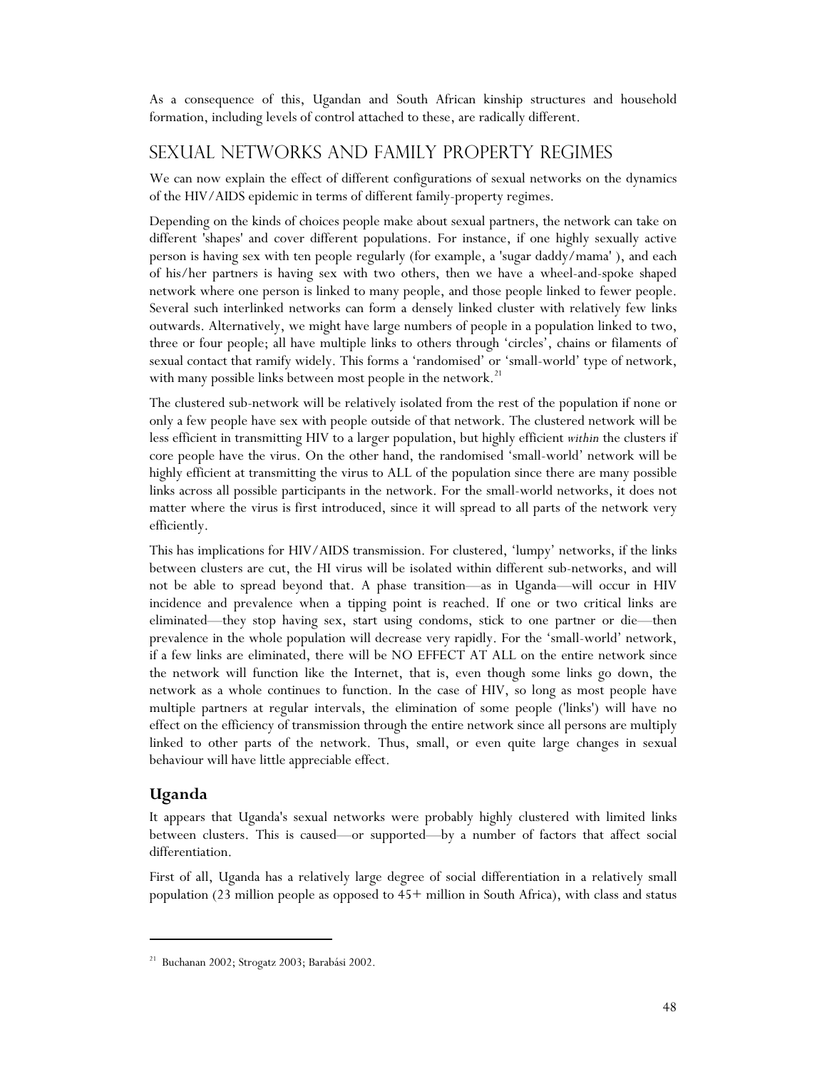As a consequence of this, Ugandan and South African kinship structures and household formation, including levels of control attached to these, are radically different.

## SEXUAL NETWORKS AND FAMILY PROPERTY REGIMES

We can now explain the effect of different configurations of sexual networks on the dynamics of the HIV/AIDS epidemic in terms of different family-property regimes.

Depending on the kinds of choices people make about sexual partners, the network can take on different 'shapes' and cover different populations. For instance, if one highly sexually active person is having sex with ten people regularly (for example, a 'sugar daddy/mama' ), and each of his/her partners is having sex with two others, then we have a wheel-and-spoke shaped network where one person is linked to many people, and those people linked to fewer people. Several such interlinked networks can form a densely linked cluster with relatively few links outwards. Alternatively, we might have large numbers of people in a population linked to two, three or four people; all have multiple links to others through 'circles', chains or filaments of sexual contact that ramify widely. This forms a 'randomised' or 'small-world' type of network, with many possible links between most people in the network.[21]

The clustered sub-network will be relatively isolated from the rest of the population if none or only a few people have sex with people outside of that network. The clustered network will be less efficient in transmitting HIV to a larger population, but highly efficient *within* the clusters if core people have the virus. On the other hand, the randomised 'small-world' network will be highly efficient at transmitting the virus to ALL of the population since there are many possible links across all possible participants in the network. For the small-world networks, it does not matter where the virus is first introduced, since it will spread to all parts of the network very efficiently.

This has implications for HIV/AIDS transmission. For clustered, 'lumpy' networks, if the links between clusters are cut, the HI virus will be isolated within different sub-networks, and will not be able to spread beyond that. A phase transition—as in Uganda—will occur in HIV incidence and prevalence when a tipping point is reached. If one or two critical links are eliminated—they stop having sex, start using condoms, stick to one partner or die—then prevalence in the whole population will decrease very rapidly. For the 'small-world' network, if a few links are eliminated, there will be NO EFFECT AT ALL on the entire network since the network will function like the Internet, that is, even though some links go down, the network as a whole continues to function. In the case of HIV, so long as most people have multiple partners at regular intervals, the elimination of some people ('links') will have no effect on the efficiency of transmission through the entire network since all persons are multiply linked to other parts of the network. Thus, small, or even quite large changes in sexual behaviour will have little appreciable effect.

### Uganda

It appears that Uganda's sexual networks were probably highly clustered with limited links between clusters. This is caused—or supported—by a number of factors that affect social differentiation.

First of all, Uganda has a relatively large degree of social differentiation in a relatively small population (23 million people as opposed to 45+ million in South Africa), with class and status

---

[21] Buchanan 2002; Strogatz 2003; Barabási 2002.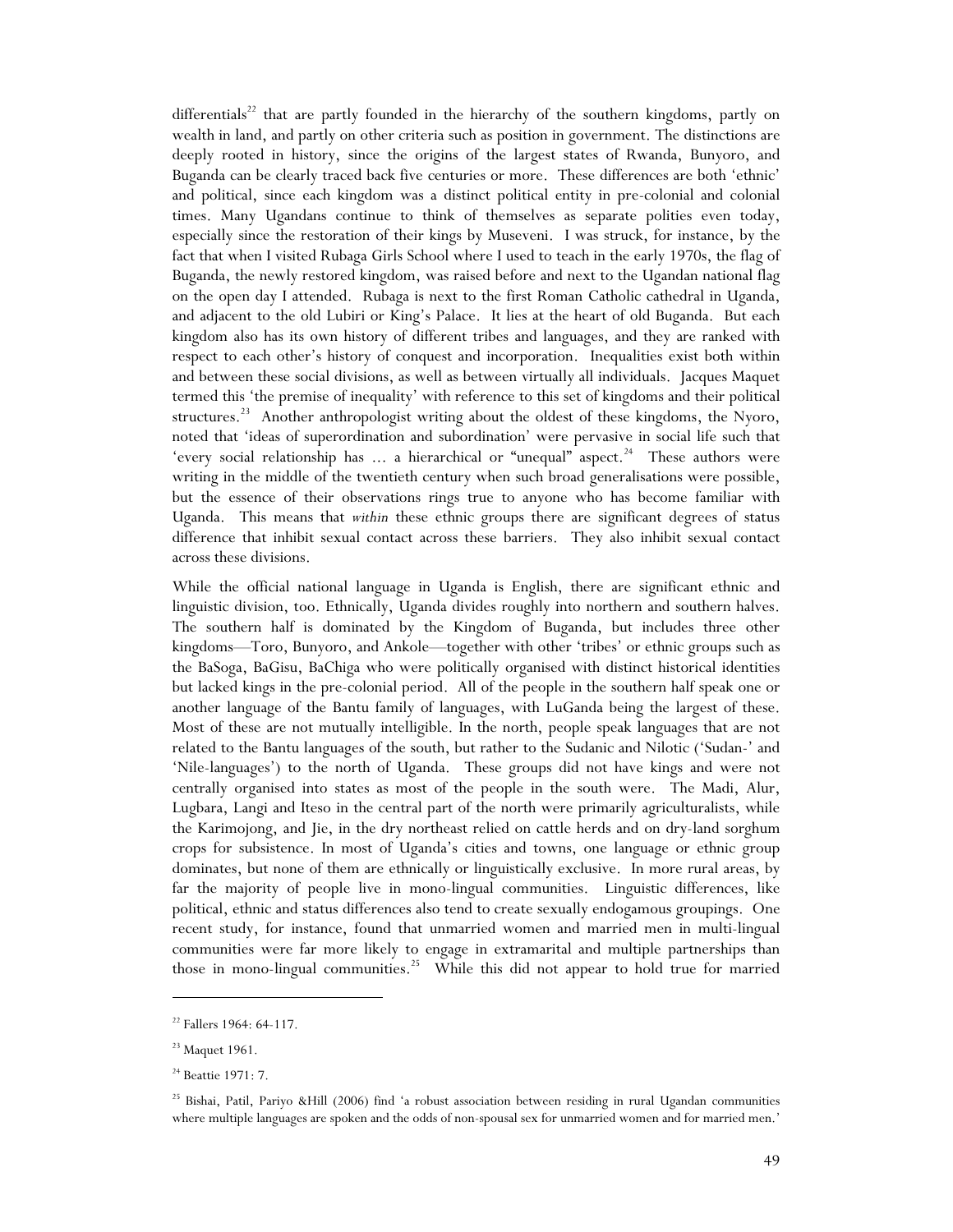differentials[22] that are partly founded in the hierarchy of the southern kingdoms, partly on wealth in land, and partly on other criteria such as position in government. The distinctions are deeply rooted in history, since the origins of the largest states of Rwanda, Bunyoro, and Buganda can be clearly traced back five centuries or more. These differences are both 'ethnic' and political, since each kingdom was a distinct political entity in pre-colonial and colonial times. Many Ugandans continue to think of themselves as separate polities even today, especially since the restoration of their kings by Museveni. I was struck, for instance, by the fact that when I visited Rubaga Girls School where I used to teach in the early 1970s, the flag of Buganda, the newly restored kingdom, was raised before and next to the Ugandan national flag on the open day I attended. Rubaga is next to the first Roman Catholic cathedral in Uganda, and adjacent to the old Lubiri or King's Palace. It lies at the heart of old Buganda. But each kingdom also has its own history of different tribes and languages, and they are ranked with respect to each other's history of conquest and incorporation. Inequalities exist both within and between these social divisions, as well as between virtually all individuals. Jacques Maquet termed this 'the premise of inequality' with reference to this set of kingdoms and their political structures.[23] Another anthropologist writing about the oldest of these kingdoms, the Nyoro, noted that 'ideas of superordination and subordination' were pervasive in social life such that 'every social relationship has ... a hierarchical or "unequal" aspect.[24] These authors were writing in the middle of the twentieth century when such broad generalisations were possible, but the essence of their observations rings true to anyone who has become familiar with Uganda. This means that *within* these ethnic groups there are significant degrees of status difference that inhibit sexual contact across these barriers. They also inhibit sexual contact across these divisions.

While the official national language in Uganda is English, there are significant ethnic and linguistic division, too. Ethnically, Uganda divides roughly into northern and southern halves. The southern half is dominated by the Kingdom of Buganda, but includes three other kingdoms—Toro, Bunyoro, and Ankole—together with other 'tribes' or ethnic groups such as the BaSoga, BaGisu, BaChiga who were politically organised with distinct historical identities but lacked kings in the pre-colonial period. All of the people in the southern half speak one or another language of the Bantu family of languages, with LuGanda being the largest of these. Most of these are not mutually intelligible. In the north, people speak languages that are not related to the Bantu languages of the south, but rather to the Sudanic and Nilotic ('Sudan-' and 'Nile-languages') to the north of Uganda. These groups did not have kings and were not centrally organised into states as most of the people in the south were. The Madi, Alur, Lugbara, Langi and Iteso in the central part of the north were primarily agriculturalists, while the Karimojong, and Jie, in the dry northeast relied on cattle herds and on dry-land sorghum crops for subsistence. In most of Uganda's cities and towns, one language or ethnic group dominates, but none of them are ethnically or linguistically exclusive. In more rural areas, by far the majority of people live in mono-lingual communities. Linguistic differences, like political, ethnic and status differences also tend to create sexually endogamous groupings. One recent study, for instance, found that unmarried women and married men in multi-lingual communities were far more likely to engage in extramarital and multiple partnerships than those in mono-lingual communities.[25] While this did not appear to hold true for married

---

[22] Fallers 1964: 64-117.

[23] Maquet 1961.

[24] Beattie 1971: 7.

[25] Bishai, Patil, Pariyo &Hill (2006) find 'a robust association between residing in rural Ugandan communities where multiple languages are spoken and the odds of non-spousal sex for unmarried women and for married men.'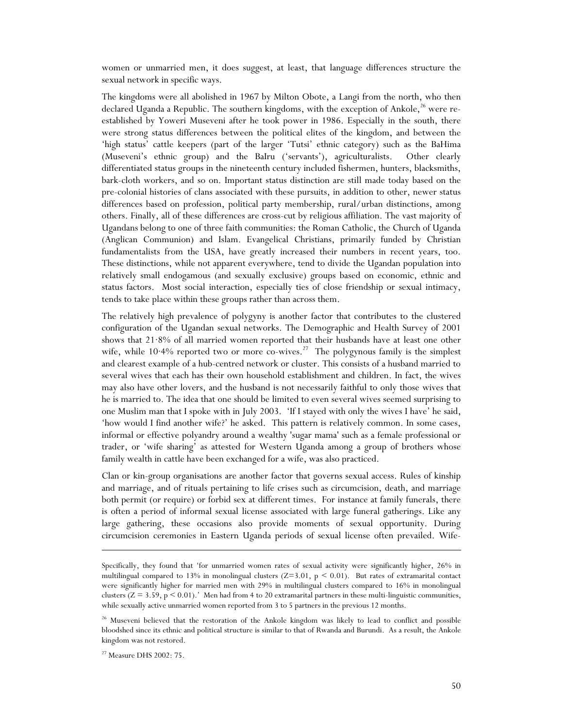women or unmarried men, it does suggest, at least, that language differences structure the sexual network in specific ways.

The kingdoms were all abolished in 1967 by Milton Obote, a Langi from the north, who then declared Uganda a Republic. The southern kingdoms, with the exception of Ankole,[26] were re-established by Yoweri Museveni after he took power in 1986. Especially in the south, there were strong status differences between the political elites of the kingdom, and between the 'high status' cattle keepers (part of the larger 'Tutsi' ethnic category) such as the BaHima (Museveni's ethnic group) and the BaIru ('servants'), agriculturalists. Other clearly differentiated status groups in the nineteenth century included fishermen, hunters, blacksmiths, bark-cloth workers, and so on. Important status distinction are still made today based on the pre-colonial histories of clans associated with these pursuits, in addition to other, newer status differences based on profession, political party membership, rural/urban distinctions, among others. Finally, all of these differences are cross-cut by religious affiliation. The vast majority of Ugandans belong to one of three faith communities: the Roman Catholic, the Church of Uganda (Anglican Communion) and Islam. Evangelical Christians, primarily funded by Christian fundamentalists from the USA, have greatly increased their numbers in recent years, too. These distinctions, while not apparent everywhere, tend to divide the Ugandan population into relatively small endogamous (and sexually exclusive) groups based on economic, ethnic and status factors. Most social interaction, especially ties of close friendship or sexual intimacy, tends to take place within these groups rather than across them.

The relatively high prevalence of polygyny is another factor that contributes to the clustered configuration of the Ugandan sexual networks. The Demographic and Health Survey of 2001 shows that 21·8% of all married women reported that their husbands have at least one other wife, while 10·4% reported two or more co-wives.[27] The polygynous family is the simplest and clearest example of a hub-centred network or cluster. This consists of a husband married to several wives that each has their own household establishment and children. In fact, the wives may also have other lovers, and the husband is not necessarily faithful to only those wives that he is married to. The idea that one should be limited to even several wives seemed surprising to one Muslim man that I spoke with in July 2003. 'If I stayed with only the wives I have' he said, 'how would I find another wife?' he asked. This pattern is relatively common. In some cases, informal or effective polyandry around a wealthy 'sugar mama' such as a female professional or trader, or 'wife sharing' as attested for Western Uganda among a group of brothers whose family wealth in cattle have been exchanged for a wife, was also practiced.

Clan or kin-group organisations are another factor that governs sexual access. Rules of kinship and marriage, and of rituals pertaining to life crises such as circumcision, death, and marriage both permit (or require) or forbid sex at different times. For instance at family funerals, there is often a period of informal sexual license associated with large funeral gatherings. Like any large gathering, these occasions also provide moments of sexual opportunity. During circumcision ceremonies in Eastern Uganda periods of sexual license often prevailed. Wife-

---

Specifically, they found that 'for unmarried women rates of sexual activity were significantly higher, 26% in multilingual compared to 13% in monolingual clusters ($Z=3.01$, $p < 0.01$). But rates of extramarital contact were significantly higher for married men with 29% in multilingual clusters compared to 16% in monolingual clusters ($Z = 3.59$, $p < 0.01$).' Men had from 4 to 20 extramarital partners in these multi-linguistic communities, while sexually active unmarried women reported from 3 to 5 partners in the previous 12 months.

[26] Museveni believed that the restoration of the Ankole kingdom was likely to lead to conflict and possible bloodshed since its ethnic and political structure is similar to that of Rwanda and Burundi. As a result, the Ankole kingdom was not restored.

[27] Measure DHS 2002: 75.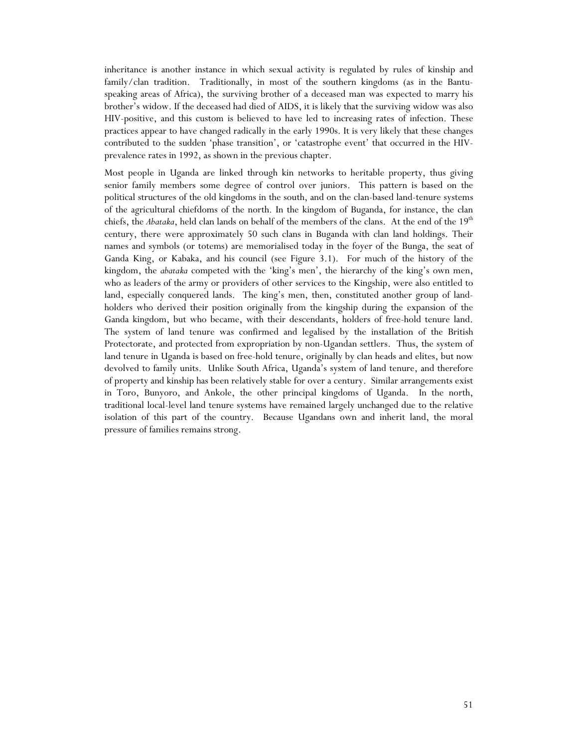inheritance is another instance in which sexual activity is regulated by rules of kinship and family/clan tradition. Traditionally, in most of the southern kingdoms (as in the Bantu-speaking areas of Africa), the surviving brother of a deceased man was expected to marry his brother's widow. If the deceased had died of AIDS, it is likely that the surviving widow was also HIV-positive, and this custom is believed to have led to increasing rates of infection. These practices appear to have changed radically in the early 1990s. It is very likely that these changes contributed to the sudden 'phase transition', or 'catastrophe event' that occurred in the HIV-prevalence rates in 1992, as shown in the previous chapter.

Most people in Uganda are linked through kin networks to heritable property, thus giving senior family members some degree of control over juniors. This pattern is based on the political structures of the old kingdoms in the south, and on the clan-based land-tenure systems of the agricultural chiefdoms of the north. In the kingdom of Buganda, for instance, the clan chiefs, the *Abataka*, held clan lands on behalf of the members of the clans. At the end of the 19th century, there were approximately 50 such clans in Buganda with clan land holdings. Their names and symbols (or totems) are memorialised today in the foyer of the Bunga, the seat of Ganda King, or Kabaka, and his council (see Figure 3.1). For much of the history of the kingdom, the *abataka* competed with the 'king's men', the hierarchy of the king's own men, who as leaders of the army or providers of other services to the Kingship, were also entitled to land, especially conquered lands. The king's men, then, constituted another group of land-holders who derived their position originally from the kingship during the expansion of the Ganda kingdom, but who became, with their descendants, holders of free-hold tenure land. The system of land tenure was confirmed and legalised by the installation of the British Protectorate, and protected from expropriation by non-Ugandan settlers. Thus, the system of land tenure in Uganda is based on free-hold tenure, originally by clan heads and elites, but now devolved to family units. Unlike South Africa, Uganda's system of land tenure, and therefore of property and kinship has been relatively stable for over a century. Similar arrangements exist in Toro, Bunyoro, and Ankole, the other principal kingdoms of Uganda. In the north, traditional local-level land tenure systems have remained largely unchanged due to the relative isolation of this part of the country. Because Ugandans own and inherit land, the moral pressure of families remains strong.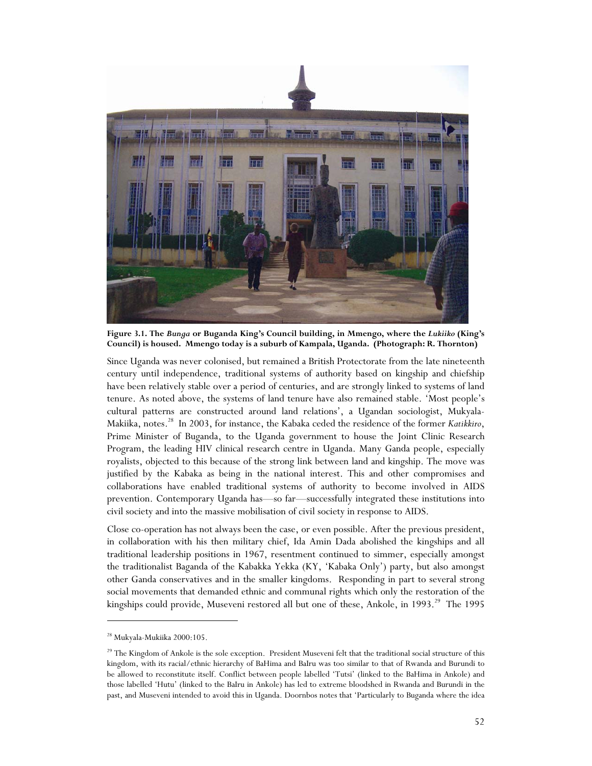**Figure 3.1. The *Bunga* or Buganda King's Council building, in Mmengo, where the *Lukiiko* (King's Council) is housed. Mmengo today is a suburb of Kampala, Uganda. (Photograph: R. Thornton)**

Since Uganda was never colonised, but remained a British Protectorate from the late nineteenth century until independence, traditional systems of authority based on kingship and chiefship have been relatively stable over a period of centuries, and are strongly linked to systems of land tenure. As noted above, the systems of land tenure have also remained stable. 'Most people's cultural patterns are constructed around land relations', a Ugandan sociologist, Mukyala-Makiika, notes.[28] In 2003, for instance, the Kabaka ceded the residence of the former *Katikkiro*, Prime Minister of Buganda, to the Uganda government to house the Joint Clinic Research Program, the leading HIV clinical research centre in Uganda. Many Ganda people, especially royalists, objected to this because of the strong link between land and kingship. The move was justified by the Kabaka as being in the national interest. This and other compromises and collaborations have enabled traditional systems of authority to become involved in AIDS prevention. Contemporary Uganda has—so far—successfully integrated these institutions into civil society and into the massive mobilisation of civil society in response to AIDS.

Close co-operation has not always been the case, or even possible. After the previous president, in collaboration with his then military chief, Ida Amin Dada abolished the kingships and all traditional leadership positions in 1967, resentment continued to simmer, especially amongst the traditionalist Baganda of the Kabakka Yekka (KY, 'Kabaka Only') party, but also amongst other Ganda conservatives and in the smaller kingdoms. Responding in part to several strong social movements that demanded ethnic and communal rights which only the restoration of the kingships could provide, Museveni restored all but one of these, Ankole, in 1993.[29] The 1995

[28] Mukyala-Mukiika 2000:105.

[29] The Kingdom of Ankole is the sole exception. President Museveni felt that the traditional social structure of this kingdom, with its racial/ethnic hierarchy of BaHima and BaIru was too similar to that of Rwanda and Burundi to be allowed to reconstitute itself. Conflict between people labelled 'Tutsi' (linked to the BaHima in Ankole) and those labelled 'Hutu' (linked to the BaIru in Ankole) has led to extreme bloodshed in Rwanda and Burundi in the past, and Museveni intended to avoid this in Uganda. Doornbos notes that 'Particularly to Buganda where the idea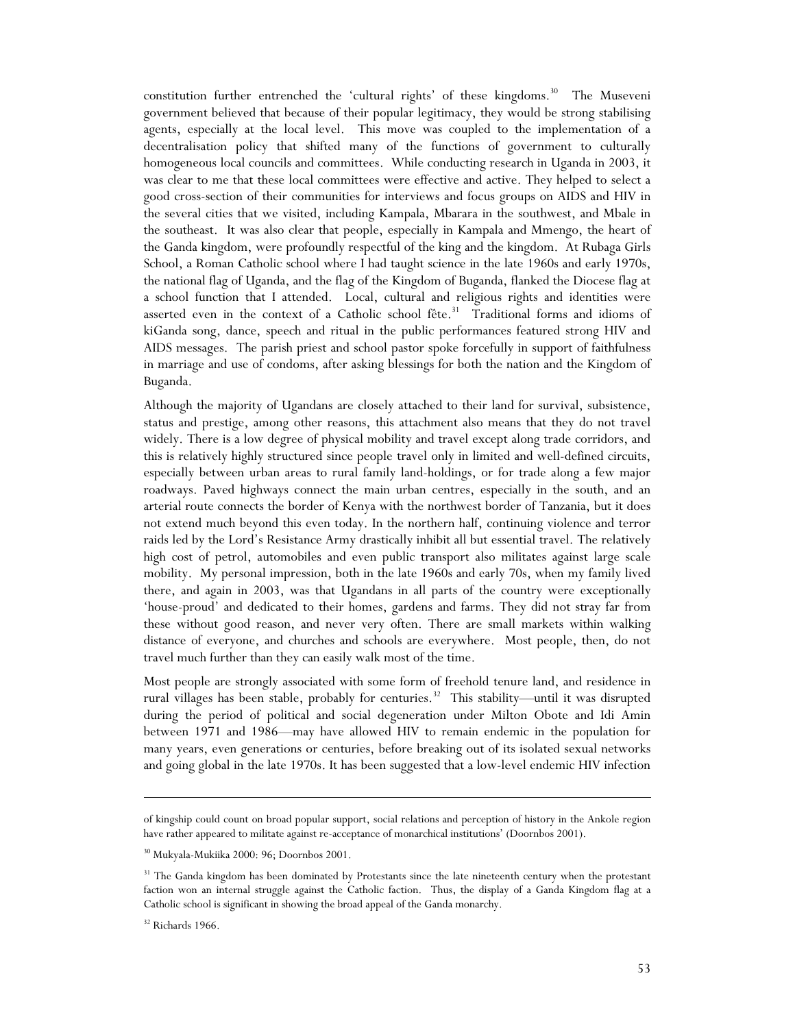constitution further entrenched the 'cultural rights' of these kingdoms.[30] The Museveni government believed that because of their popular legitimacy, they would be strong stabilising agents, especially at the local level. This move was coupled to the implementation of a decentralisation policy that shifted many of the functions of government to culturally homogeneous local councils and committees. While conducting research in Uganda in 2003, it was clear to me that these local committees were effective and active. They helped to select a good cross-section of their communities for interviews and focus groups on AIDS and HIV in the several cities that we visited, including Kampala, Mbarara in the southwest, and Mbale in the southeast. It was also clear that people, especially in Kampala and Mmengo, the heart of the Ganda kingdom, were profoundly respectful of the king and the kingdom. At Rubaga Girls School, a Roman Catholic school where I had taught science in the late 1960s and early 1970s, the national flag of Uganda, and the flag of the Kingdom of Buganda, flanked the Diocese flag at a school function that I attended. Local, cultural and religious rights and identities were asserted even in the context of a Catholic school fête.[31] Traditional forms and idioms of kiGanda song, dance, speech and ritual in the public performances featured strong HIV and AIDS messages. The parish priest and school pastor spoke forcefully in support of faithfulness in marriage and use of condoms, after asking blessings for both the nation and the Kingdom of Buganda.

Although the majority of Ugandans are closely attached to their land for survival, subsistence, status and prestige, among other reasons, this attachment also means that they do not travel widely. There is a low degree of physical mobility and travel except along trade corridors, and this is relatively highly structured since people travel only in limited and well-defined circuits, especially between urban areas to rural family land-holdings, or for trade along a few major roadways. Paved highways connect the main urban centres, especially in the south, and an arterial route connects the border of Kenya with the northwest border of Tanzania, but it does not extend much beyond this even today. In the northern half, continuing violence and terror raids led by the Lord's Resistance Army drastically inhibit all but essential travel. The relatively high cost of petrol, automobiles and even public transport also militates against large scale mobility. My personal impression, both in the late 1960s and early 70s, when my family lived there, and again in 2003, was that Ugandans in all parts of the country were exceptionally 'house-proud' and dedicated to their homes, gardens and farms. They did not stray far from these without good reason, and never very often. There are small markets within walking distance of everyone, and churches and schools are everywhere. Most people, then, do not travel much further than they can easily walk most of the time.

Most people are strongly associated with some form of freehold tenure land, and residence in rural villages has been stable, probably for centuries.[32] This stability—until it was disrupted during the period of political and social degeneration under Milton Obote and Idi Amin between 1971 and 1986—may have allowed HIV to remain endemic in the population for many years, even generations or centuries, before breaking out of its isolated sexual networks and going global in the late 1970s. It has been suggested that a low-level endemic HIV infection

---

of kingship could count on broad popular support, social relations and perception of history in the Ankole region have rather appeared to militate against re-acceptance of monarchical institutions' (Doornbos 2001).

[30] Mukyala-Mukiika 2000: 96; Doornbos 2001.

[31] The Ganda kingdom has been dominated by Protestants since the late nineteenth century when the protestant faction won an internal struggle against the Catholic faction. Thus, the display of a Ganda Kingdom flag at a Catholic school is significant in showing the broad appeal of the Ganda monarchy.

[32] Richards 1966.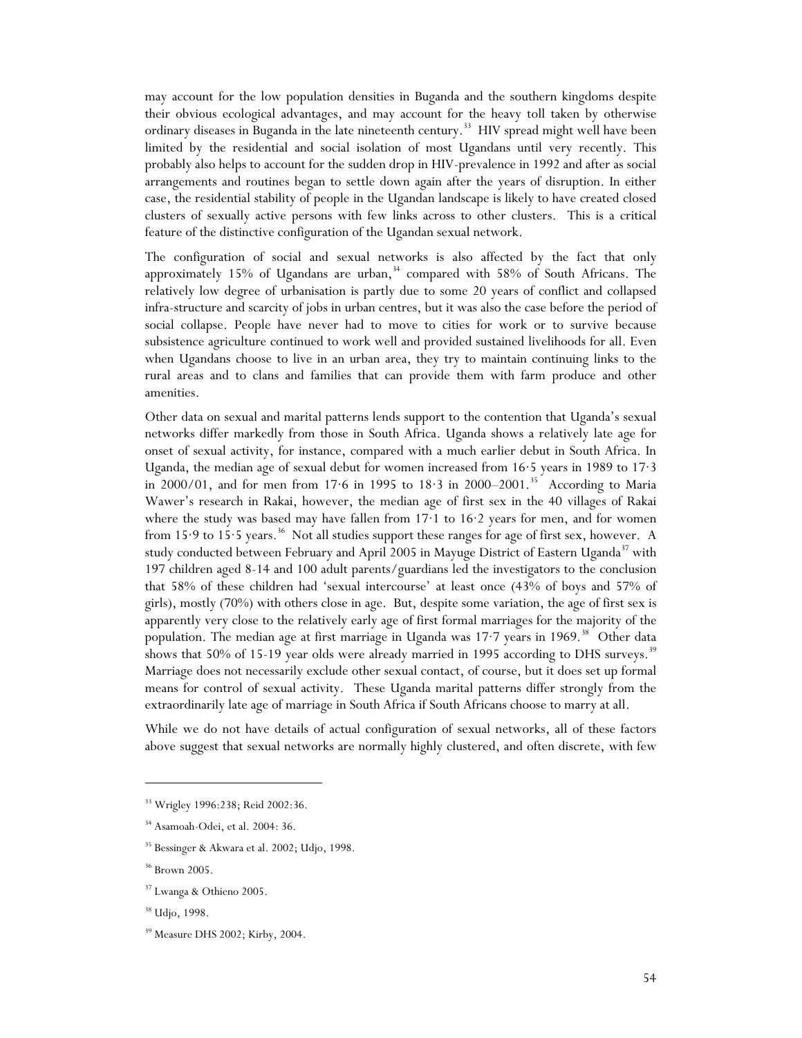may account for the low population densities in Buganda and the southern kingdoms despite their obvious ecological advantages, and may account for the heavy toll taken by otherwise ordinary diseases in Buganda in the late nineteenth century.[33] HIV spread might well have been limited by the residential and social isolation of most Ugandans until very recently. This probably also helps to account for the sudden drop in HIV-prevalence in 1992 and after as social arrangements and routines began to settle down again after the years of disruption. In either case, the residential stability of people in the Ugandan landscape is likely to have created closed clusters of sexually active persons with few links across to other clusters. This is a critical feature of the distinctive configuration of the Ugandan sexual network.

The configuration of social and sexual networks is also affected by the fact that only approximately 15% of Ugandans are urban,[34] compared with 58% of South Africans. The relatively low degree of urbanisation is partly due to some 20 years of conflict and collapsed infra-structure and scarcity of jobs in urban centres, but it was also the case before the period of social collapse. People have never had to move to cities for work or to survive because subsistence agriculture continued to work well and provided sustained livelihoods for all. Even when Ugandans choose to live in an urban area, they try to maintain continuing links to the rural areas and to clans and families that can provide them with farm produce and other amenities.

Other data on sexual and marital patterns lends support to the contention that Uganda's sexual networks differ markedly from those in South Africa. Uganda shows a relatively late age for onset of sexual activity, for instance, compared with a much earlier debut in South Africa. In Uganda, the median age of sexual debut for women increased from 16·5 years in 1989 to 17·3 in 2000/01, and for men from 17·6 in 1995 to 18·3 in 2000–2001.[35] According to Maria Wawer's research in Rakai, however, the median age of first sex in the 40 villages of Rakai where the study was based may have fallen from 17·1 to 16·2 years for men, and for women from 15·9 to 15·5 years.[36] Not all studies support these ranges for age of first sex, however. A study conducted between February and April 2005 in Mayuge District of Eastern Uganda[37] with 197 children aged 8-14 and 100 adult parents/guardians led the investigators to the conclusion that 58% of these children had 'sexual intercourse' at least once (43% of boys and 57% of girls), mostly (70%) with others close in age. But, despite some variation, the age of first sex is apparently very close to the relatively early age of first formal marriages for the majority of the population. The median age at first marriage in Uganda was 17·7 years in 1969.[38] Other data shows that 50% of 15-19 year olds were already married in 1995 according to DHS surveys.[39] Marriage does not necessarily exclude other sexual contact, of course, but it does set up formal means for control of sexual activity. These Uganda marital patterns differ strongly from the extraordinarily late age of marriage in South Africa if South Africans choose to marry at all.

While we do not have details of actual configuration of sexual networks, all of these factors above suggest that sexual networks are normally highly clustered, and often discrete, with few

---

[33] Wrigley 1996:238; Reid 2002:36.

[34] Asamoah-Odei, et al. 2004: 36.

[35] Bessinger & Akwara et al. 2002; Udjo, 1998.

[36] Brown 2005.

[37] Lwanga & Othieno 2005.

[38] Udjo, 1998.

[39] Measure DHS 2002; Kirby, 2004.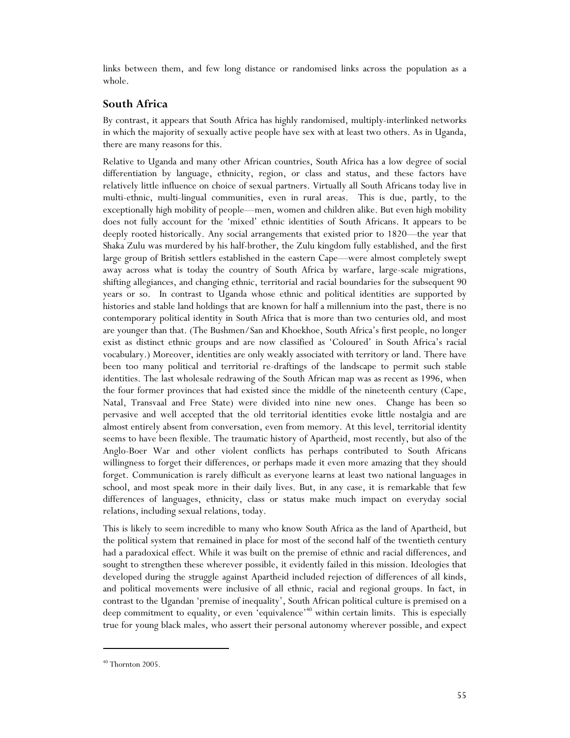links between them, and few long distance or randomised links across the population as a whole.

## South Africa

By contrast, it appears that South Africa has highly randomised, multiply-interlinked networks in which the majority of sexually active people have sex with at least two others. As in Uganda, there are many reasons for this.

Relative to Uganda and many other African countries, South Africa has a low degree of social differentiation by language, ethnicity, region, or class and status, and these factors have relatively little influence on choice of sexual partners. Virtually all South Africans today live in multi-ethnic, multi-lingual communities, even in rural areas. This is due, partly, to the exceptionally high mobility of people—men, women and children alike. But even high mobility does not fully account for the 'mixed' ethnic identities of South Africans. It appears to be deeply rooted historically. Any social arrangements that existed prior to 1820—the year that Shaka Zulu was murdered by his half-brother, the Zulu kingdom fully established, and the first large group of British settlers established in the eastern Cape—were almost completely swept away across what is today the country of South Africa by warfare, large-scale migrations, shifting allegiances, and changing ethnic, territorial and racial boundaries for the subsequent 90 years or so. In contrast to Uganda whose ethnic and political identities are supported by histories and stable land holdings that are known for half a millennium into the past, there is no contemporary political identity in South Africa that is more than two centuries old, and most are younger than that. (The Bushmen/San and Khoekhoe, South Africa's first people, no longer exist as distinct ethnic groups and are now classified as 'Coloured' in South Africa's racial vocabulary.) Moreover, identities are only weakly associated with territory or land. There have been too many political and territorial re-draftings of the landscape to permit such stable identities. The last wholesale redrawing of the South African map was as recent as 1996, when the four former provinces that had existed since the middle of the nineteenth century (Cape, Natal, Transvaal and Free State) were divided into nine new ones. Change has been so pervasive and well accepted that the old territorial identities evoke little nostalgia and are almost entirely absent from conversation, even from memory. At this level, territorial identity seems to have been flexible. The traumatic history of Apartheid, most recently, but also of the Anglo-Boer War and other violent conflicts has perhaps contributed to South Africans willingness to forget their differences, or perhaps made it even more amazing that they should forget. Communication is rarely difficult as everyone learns at least two national languages in school, and most speak more in their daily lives. But, in any case, it is remarkable that few differences of languages, ethnicity, class or status make much impact on everyday social relations, including sexual relations, today.

This is likely to seem incredible to many who know South Africa as the land of Apartheid, but the political system that remained in place for most of the second half of the twentieth century had a paradoxical effect. While it was built on the premise of ethnic and racial differences, and sought to strengthen these wherever possible, it evidently failed in this mission. Ideologies that developed during the struggle against Apartheid included rejection of differences of all kinds, and political movements were inclusive of all ethnic, racial and regional groups. In fact, in contrast to the Ugandan 'premise of inequality', South African political culture is premised on a deep commitment to equality, or even 'equivalence'[40] within certain limits. This is especially true for young black males, who assert their personal autonomy wherever possible, and expect

[40] Thornton 2005.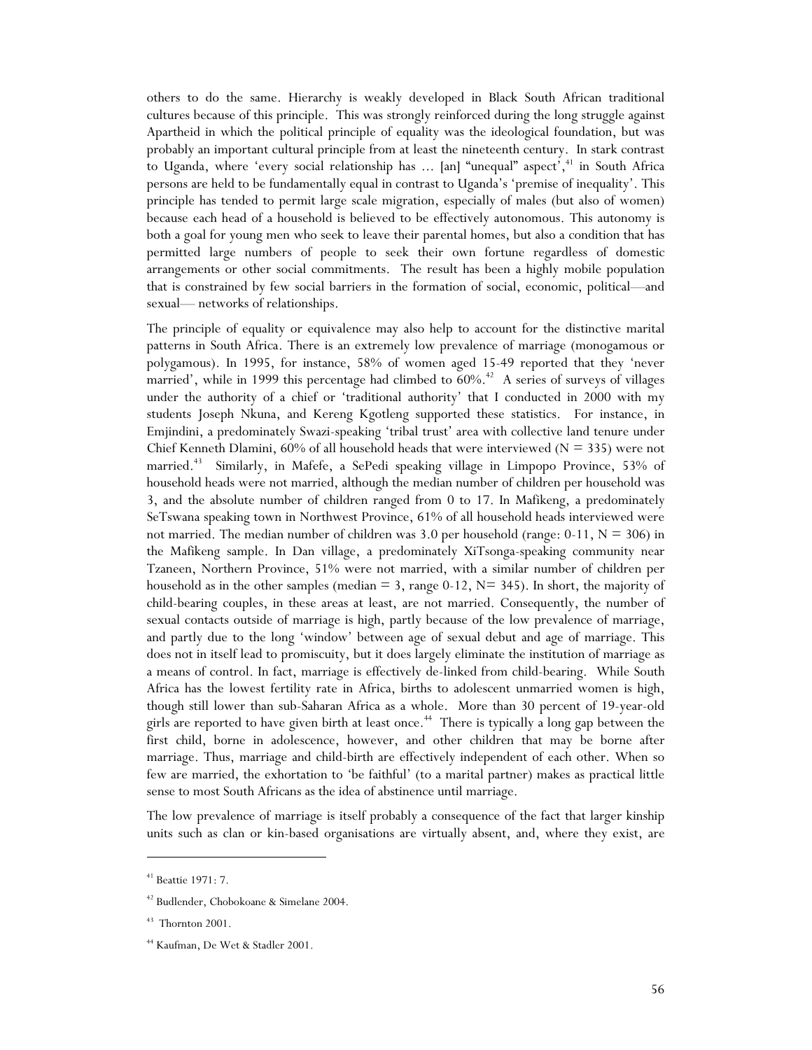others to do the same. Hierarchy is weakly developed in Black South African traditional cultures because of this principle. This was strongly reinforced during the long struggle against Apartheid in which the political principle of equality was the ideological foundation, but was probably an important cultural principle from at least the nineteenth century. In stark contrast to Uganda, where 'every social relationship has ... [an] "unequal" aspect',[41] in South Africa persons are held to be fundamentally equal in contrast to Uganda's 'premise of inequality'. This principle has tended to permit large scale migration, especially of males (but also of women) because each head of a household is believed to be effectively autonomous. This autonomy is both a goal for young men who seek to leave their parental homes, but also a condition that has permitted large numbers of people to seek their own fortune regardless of domestic arrangements or other social commitments. The result has been a highly mobile population that is constrained by few social barriers in the formation of social, economic, political—and sexual— networks of relationships.

The principle of equality or equivalence may also help to account for the distinctive marital patterns in South Africa. There is an extremely low prevalence of marriage (monogamous or polygamous). In 1995, for instance, 58% of women aged 15-49 reported that they 'never married', while in 1999 this percentage had climbed to 60%.[42] A series of surveys of villages under the authority of a chief or 'traditional authority' that I conducted in 2000 with my students Joseph Nkuna, and Kereng Kgotleng supported these statistics. For instance, in Emjindini, a predominately Swazi-speaking 'tribal trust' area with collective land tenure under Chief Kenneth Dlamini, 60% of all household heads that were interviewed (N = 335) were not married.[43] Similarly, in Mafefe, a SePedi speaking village in Limpopo Province, 53% of household heads were not married, although the median number of children per household was 3, and the absolute number of children ranged from 0 to 17. In Mafikeng, a predominately SeTswana speaking town in Northwest Province, 61% of all household heads interviewed were not married. The median number of children was 3.0 per household (range: 0-11, N = 306) in the Mafikeng sample. In Dan village, a predominately XiTsonga-speaking community near Tzaneen, Northern Province, 51% were not married, with a similar number of children per household as in the other samples (median = 3, range 0-12, N= 345). In short, the majority of child-bearing couples, in these areas at least, are not married. Consequently, the number of sexual contacts outside of marriage is high, partly because of the low prevalence of marriage, and partly due to the long 'window' between age of sexual debut and age of marriage. This does not in itself lead to promiscuity, but it does largely eliminate the institution of marriage as a means of control. In fact, marriage is effectively de-linked from child-bearing. While South Africa has the lowest fertility rate in Africa, births to adolescent unmarried women is high, though still lower than sub-Saharan Africa as a whole. More than 30 percent of 19-year-old girls are reported to have given birth at least once.[44] There is typically a long gap between the first child, borne in adolescence, however, and other children that may be borne after marriage. Thus, marriage and child-birth are effectively independent of each other. When so few are married, the exhortation to 'be faithful' (to a marital partner) makes as practical little sense to most South Africans as the idea of abstinence until marriage.

The low prevalence of marriage is itself probably a consequence of the fact that larger kinship units such as clan or kin-based organisations are virtually absent, and, where they exist, are

---

[41] Beattie 1971: 7.

[42] Budlender, Chobokoane & Simelane 2004.

[43] Thornton 2001.

[44] Kaufman, De Wet & Stadler 2001.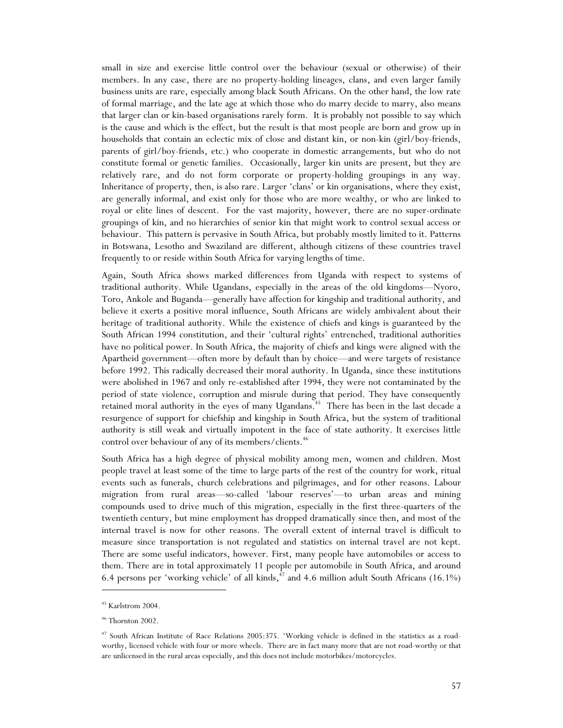small in size and exercise little control over the behaviour (sexual or otherwise) of their members. In any case, there are no property-holding lineages, clans, and even larger family business units are rare, especially among black South Africans. On the other hand, the low rate of formal marriage, and the late age at which those who do marry decide to marry, also means that larger clan or kin-based organisations rarely form. It is probably not possible to say which is the cause and which is the effect, but the result is that most people are born and grow up in households that contain an eclectic mix of close and distant kin, or non-kin (girl/boy-friends, parents of girl/boy-friends, etc.) who cooperate in domestic arrangements, but who do not constitute formal or genetic families. Occasionally, larger kin units are present, but they are relatively rare, and do not form corporate or property-holding groupings in any way. Inheritance of property, then, is also rare. Larger 'clans' or kin organisations, where they exist, are generally informal, and exist only for those who are more wealthy, or who are linked to royal or elite lines of descent. For the vast majority, however, there are no super-ordinate groupings of kin, and no hierarchies of senior kin that might work to control sexual access or behaviour. This pattern is pervasive in South Africa, but probably mostly limited to it. Patterns in Botswana, Lesotho and Swaziland are different, although citizens of these countries travel frequently to or reside within South Africa for varying lengths of time.

Again, South Africa shows marked differences from Uganda with respect to systems of traditional authority. While Ugandans, especially in the areas of the old kingdoms—Nyoro, Toro, Ankole and Buganda—generally have affection for kingship and traditional authority, and believe it exerts a positive moral influence, South Africans are widely ambivalent about their heritage of traditional authority. While the existence of chiefs and kings is guaranteed by the South African 1994 constitution, and their 'cultural rights' entrenched, traditional authorities have no political power. In South Africa, the majority of chiefs and kings were aligned with the Apartheid government—often more by default than by choice—and were targets of resistance before 1992. This radically decreased their moral authority. In Uganda, since these institutions were abolished in 1967 and only re-established after 1994, they were not contaminated by the period of state violence, corruption and misrule during that period. They have consequently retained moral authority in the eyes of many Ugandans.[45] There has been in the last decade a resurgence of support for chiefship and kingship in South Africa, but the system of traditional authority is still weak and virtually impotent in the face of state authority. It exercises little control over behaviour of any of its members/clients.[46]

South Africa has a high degree of physical mobility among men, women and children. Most people travel at least some of the time to large parts of the rest of the country for work, ritual events such as funerals, church celebrations and pilgrimages, and for other reasons. Labour migration from rural areas—so-called 'labour reserves'—to urban areas and mining compounds used to drive much of this migration, especially in the first three-quarters of the twentieth century, but mine employment has dropped dramatically since then, and most of the internal travel is now for other reasons. The overall extent of internal travel is difficult to measure since transportation is not regulated and statistics on internal travel are not kept. There are some useful indicators, however. First, many people have automobiles or access to them. There are in total approximately 11 people per automobile in South Africa, and around 6.4 persons per 'working vehicle' of all kinds,[47] and 4.6 million adult South Africans (16.1%)

---

[45] Karlstrom 2004.

[46] Thornton 2002.

[47] South African Institute of Race Relations 2005:375. 'Working vehicle is defined in the statistics as a road-worthy, licensed vehicle with four or more wheels. There are in fact many more that are not road-worthy or that are unlicensed in the rural areas especially, and this does not include motorbikes/motorcycles.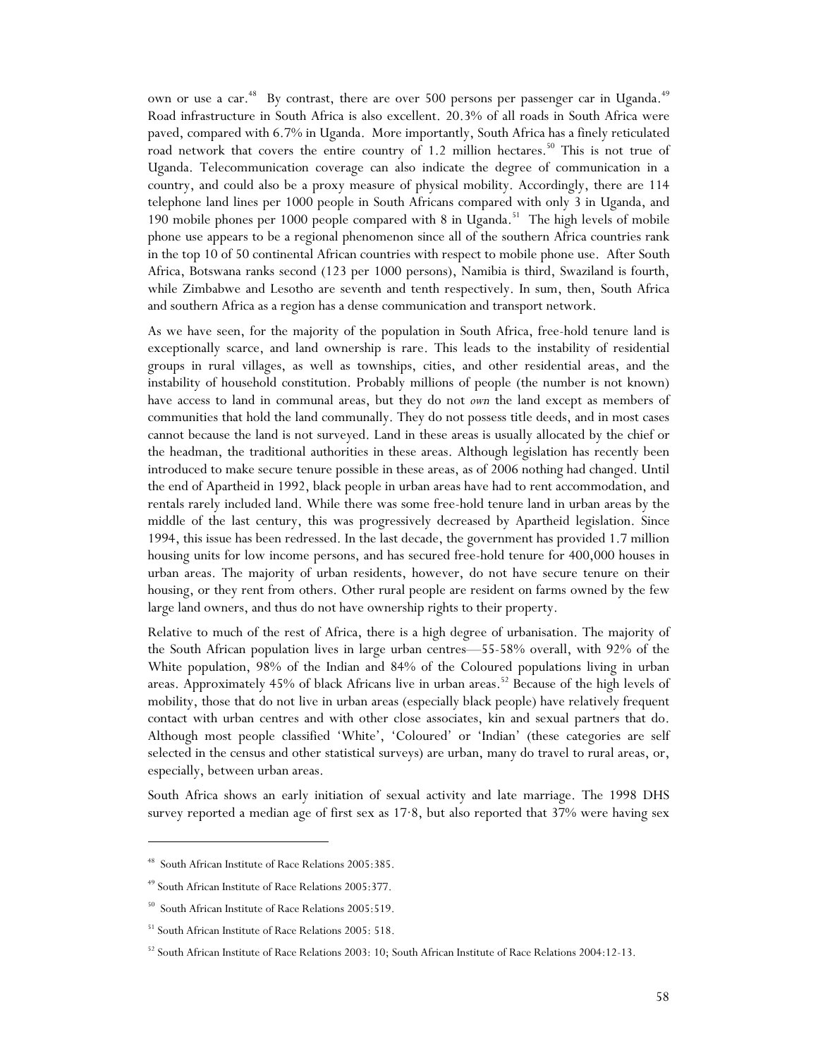own or use a car.[48] By contrast, there are over 500 persons per passenger car in Uganda.[49] Road infrastructure in South Africa is also excellent. 20.3% of all roads in South Africa were paved, compared with 6.7% in Uganda. More importantly, South Africa has a finely reticulated road network that covers the entire country of 1.2 million hectares.[50] This is not true of Uganda. Telecommunication coverage can also indicate the degree of communication in a country, and could also be a proxy measure of physical mobility. Accordingly, there are 114 telephone land lines per 1000 people in South Africans compared with only 3 in Uganda, and 190 mobile phones per 1000 people compared with 8 in Uganda.[51] The high levels of mobile phone use appears to be a regional phenomenon since all of the southern Africa countries rank in the top 10 of 50 continental African countries with respect to mobile phone use. After South Africa, Botswana ranks second (123 per 1000 persons), Namibia is third, Swaziland is fourth, while Zimbabwe and Lesotho are seventh and tenth respectively. In sum, then, South Africa and southern Africa as a region has a dense communication and transport network.

As we have seen, for the majority of the population in South Africa, free-hold tenure land is exceptionally scarce, and land ownership is rare. This leads to the instability of residential groups in rural villages, as well as townships, cities, and other residential areas, and the instability of household constitution. Probably millions of people (the number is not known) have access to land in communal areas, but they do not *own* the land except as members of communities that hold the land communally. They do not possess title deeds, and in most cases cannot because the land is not surveyed. Land in these areas is usually allocated by the chief or the headman, the traditional authorities in these areas. Although legislation has recently been introduced to make secure tenure possible in these areas, as of 2006 nothing had changed. Until the end of Apartheid in 1992, black people in urban areas have had to rent accommodation, and rentals rarely included land. While there was some free-hold tenure land in urban areas by the middle of the last century, this was progressively decreased by Apartheid legislation. Since 1994, this issue has been redressed. In the last decade, the government has provided 1.7 million housing units for low income persons, and has secured free-hold tenure for 400,000 houses in urban areas. The majority of urban residents, however, do not have secure tenure on their housing, or they rent from others. Other rural people are resident on farms owned by the few large land owners, and thus do not have ownership rights to their property.

Relative to much of the rest of Africa, there is a high degree of urbanisation. The majority of the South African population lives in large urban centres—55-58% overall, with 92% of the White population, 98% of the Indian and 84% of the Coloured populations living in urban areas. Approximately 45% of black Africans live in urban areas.[52] Because of the high levels of mobility, those that do not live in urban areas (especially black people) have relatively frequent contact with urban centres and with other close associates, kin and sexual partners that do. Although most people classified 'White', 'Coloured' or 'Indian' (these categories are self selected in the census and other statistical surveys) are urban, many do travel to rural areas, or, especially, between urban areas.

South Africa shows an early initiation of sexual activity and late marriage. The 1998 DHS survey reported a median age of first sex as 17·8, but also reported that 37% were having sex

---

[48] South African Institute of Race Relations 2005:385.

[49] South African Institute of Race Relations 2005:377.

[50] South African Institute of Race Relations 2005:519.

[51] South African Institute of Race Relations 2005: 518.

[52] South African Institute of Race Relations 2003: 10; South African Institute of Race Relations 2004:12-13.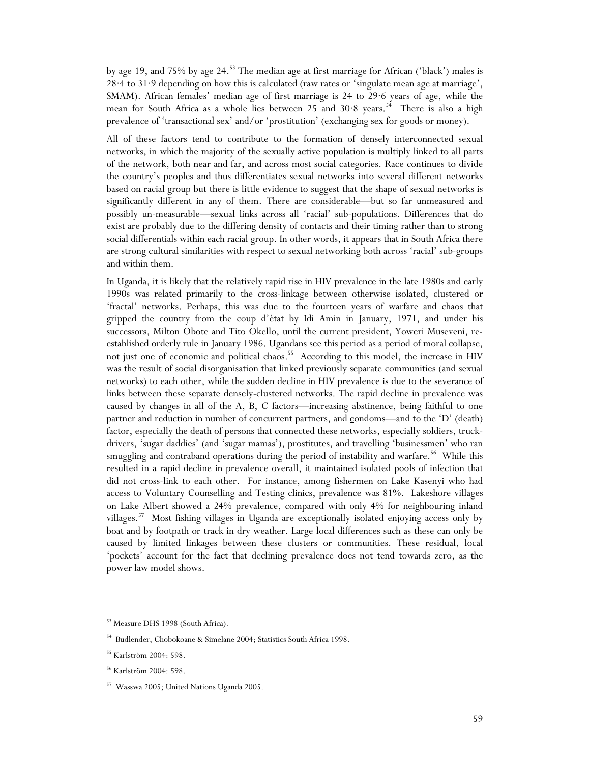by age 19, and 75% by age 24.[53] The median age at first marriage for African ('black') males is 28·4 to 31·9 depending on how this is calculated (raw rates or 'singulate mean age at marriage', SMAM). African females' median age of first marriage is 24 to 29·6 years of age, while the mean for South Africa as a whole lies between 25 and 30·8 years.[54] There is also a high prevalence of 'transactional sex' and/or 'prostitution' (exchanging sex for goods or money).

All of these factors tend to contribute to the formation of densely interconnected sexual networks, in which the majority of the sexually active population is multiply linked to all parts of the network, both near and far, and across most social categories. Race continues to divide the country's peoples and thus differentiates sexual networks into several different networks based on racial group but there is little evidence to suggest that the shape of sexual networks is significantly different in any of them. There are considerable—but so far unmeasured and possibly un-measurable—sexual links across all 'racial' sub-populations. Differences that do exist are probably due to the differing density of contacts and their timing rather than to strong social differentials within each racial group. In other words, it appears that in South Africa there are strong cultural similarities with respect to sexual networking both across 'racial' sub-groups and within them.

In Uganda, it is likely that the relatively rapid rise in HIV prevalence in the late 1980s and early 1990s was related primarily to the cross-linkage between otherwise isolated, clustered or 'fractal' networks. Perhaps, this was due to the fourteen years of warfare and chaos that gripped the country from the coup d'état by Idi Amin in January, 1971, and under his successors, Milton Obote and Tito Okello, until the current president, Yoweri Museveni, re-established orderly rule in January 1986. Ugandans see this period as a period of moral collapse, not just one of economic and political chaos.[55] According to this model, the increase in HIV was the result of social disorganisation that linked previously separate communities (and sexual networks) to each other, while the sudden decline in HIV prevalence is due to the severance of links between these separate densely-clustered networks. The rapid decline in prevalence was caused by changes in all of the A, B, C factors—increasing abstinence, being faithful to one partner and reduction in number of concurrent partners, and condoms—and to the 'D' (death) factor, especially the death of persons that connected these networks, especially soldiers, truck-drivers, 'sugar daddies' (and 'sugar mamas'), prostitutes, and travelling 'businessmen' who ran smuggling and contraband operations during the period of instability and warfare.[56] While this resulted in a rapid decline in prevalence overall, it maintained isolated pools of infection that did not cross-link to each other. For instance, among fishermen on Lake Kasenyi who had access to Voluntary Counselling and Testing clinics, prevalence was 81%. Lakeshore villages on Lake Albert showed a 24% prevalence, compared with only 4% for neighbouring inland villages.[57] Most fishing villages in Uganda are exceptionally isolated enjoying access only by boat and by footpath or track in dry weather. Large local differences such as these can only be caused by limited linkages between these clusters or communities. These residual, local 'pockets' account for the fact that declining prevalence does not tend towards zero, as the power law model shows.

---

[53] Measure DHS 1998 (South Africa).

[54] Budlender, Chobokoane & Simelane 2004; Statistics South Africa 1998.

[55] Karlström 2004: 598.

[56] Karlström 2004: 598.

[57] Wasswa 2005; United Nations Uganda 2005.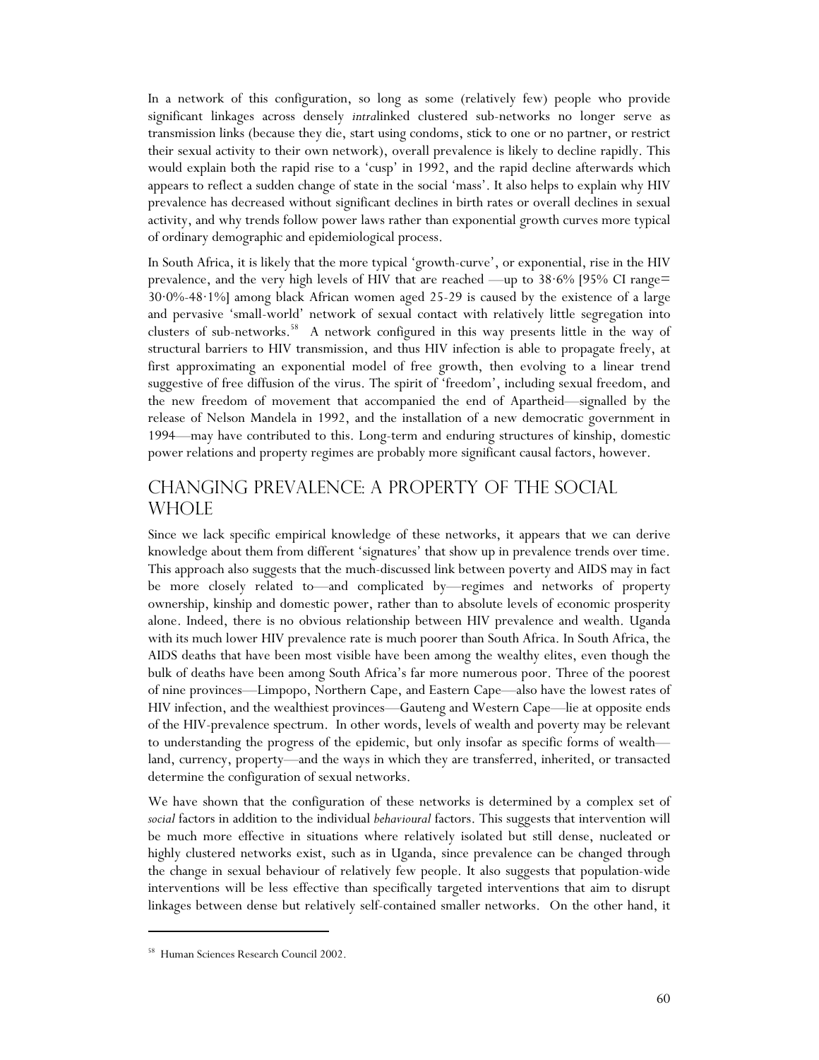In a network of this configuration, so long as some (relatively few) people who provide significant linkages across densely *intra*linked clustered sub-networks no longer serve as transmission links (because they die, start using condoms, stick to one or no partner, or restrict their sexual activity to their own network), overall prevalence is likely to decline rapidly. This would explain both the rapid rise to a 'cusp' in 1992, and the rapid decline afterwards which appears to reflect a sudden change of state in the social 'mass'. It also helps to explain why HIV prevalence has decreased without significant declines in birth rates or overall declines in sexual activity, and why trends follow power laws rather than exponential growth curves more typical of ordinary demographic and epidemiological process.

In South Africa, it is likely that the more typical 'growth-curve', or exponential, rise in the HIV prevalence, and the very high levels of HIV that are reached —up to 38·6% [95% CI range= 30·0%-48·1%] among black African women aged 25-29 is caused by the existence of a large and pervasive 'small-world' network of sexual contact with relatively little segregation into clusters of sub-networks.[58] A network configured in this way presents little in the way of structural barriers to HIV transmission, and thus HIV infection is able to propagate freely, at first approximating an exponential model of free growth, then evolving to a linear trend suggestive of free diffusion of the virus. The spirit of 'freedom', including sexual freedom, and the new freedom of movement that accompanied the end of Apartheid—signalled by the release of Nelson Mandela in 1992, and the installation of a new democratic government in 1994—may have contributed to this. Long-term and enduring structures of kinship, domestic power relations and property regimes are probably more significant causal factors, however.

## Changing Prevalence: A Property of the Social Whole

Since we lack specific empirical knowledge of these networks, it appears that we can derive knowledge about them from different 'signatures' that show up in prevalence trends over time. This approach also suggests that the much-discussed link between poverty and AIDS may in fact be more closely related to—and complicated by—regimes and networks of property ownership, kinship and domestic power, rather than to absolute levels of economic prosperity alone. Indeed, there is no obvious relationship between HIV prevalence and wealth. Uganda with its much lower HIV prevalence rate is much poorer than South Africa. In South Africa, the AIDS deaths that have been most visible have been among the wealthy elites, even though the bulk of deaths have been among South Africa's far more numerous poor. Three of the poorest of nine provinces—Limpopo, Northern Cape, and Eastern Cape—also have the lowest rates of HIV infection, and the wealthiest provinces—Gauteng and Western Cape—lie at opposite ends of the HIV-prevalence spectrum. In other words, levels of wealth and poverty may be relevant to understanding the progress of the epidemic, but only insofar as specific forms of wealth—land, currency, property—and the ways in which they are transferred, inherited, or transacted determine the configuration of sexual networks.

We have shown that the configuration of these networks is determined by a complex set of *social* factors in addition to the individual *behavioural* factors. This suggests that intervention will be much more effective in situations where relatively isolated but still dense, nucleated or highly clustered networks exist, such as in Uganda, since prevalence can be changed through the change in sexual behaviour of relatively few people. It also suggests that population-wide interventions will be less effective than specifically targeted interventions that aim to disrupt linkages between dense but relatively self-contained smaller networks. On the other hand, it

[58] Human Sciences Research Council 2002.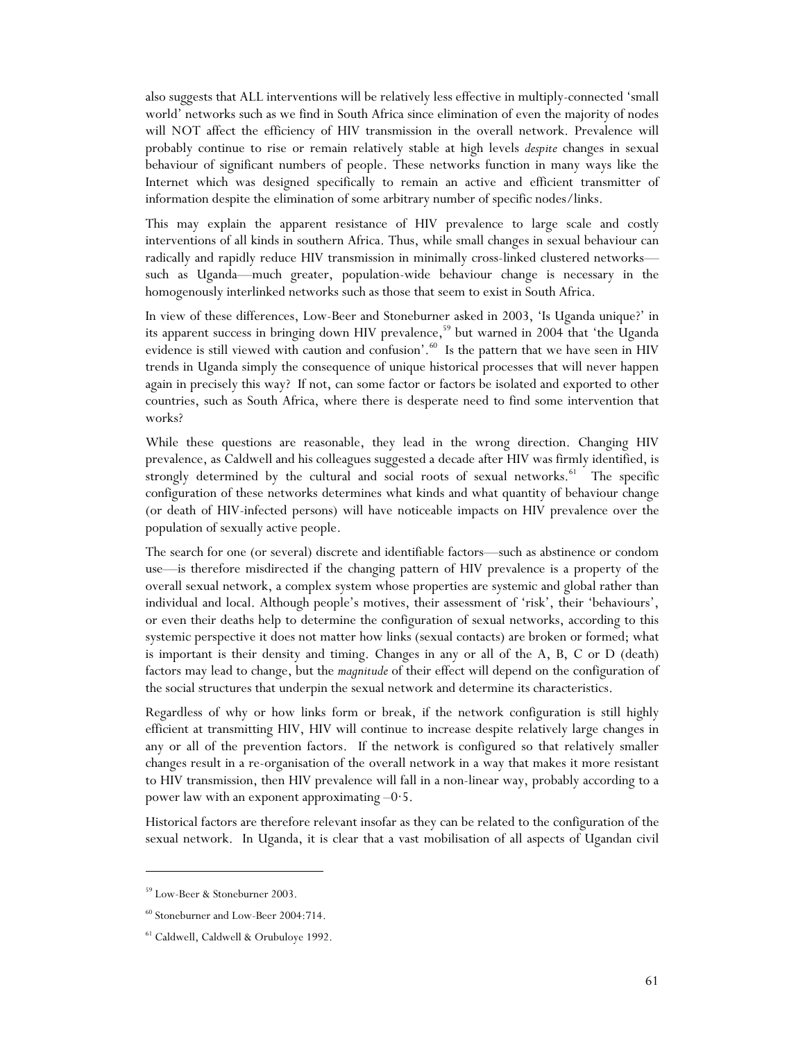also suggests that ALL interventions will be relatively less effective in multiply-connected 'small world' networks such as we find in South Africa since elimination of even the majority of nodes will NOT affect the efficiency of HIV transmission in the overall network. Prevalence will probably continue to rise or remain relatively stable at high levels *despite* changes in sexual behaviour of significant numbers of people. These networks function in many ways like the Internet which was designed specifically to remain an active and efficient transmitter of information despite the elimination of some arbitrary number of specific nodes/links.

This may explain the apparent resistance of HIV prevalence to large scale and costly interventions of all kinds in southern Africa. Thus, while small changes in sexual behaviour can radically and rapidly reduce HIV transmission in minimally cross-linked clustered networks—such as Uganda—much greater, population-wide behaviour change is necessary in the homogenously interlinked networks such as those that seem to exist in South Africa.

In view of these differences, Low-Beer and Stoneburner asked in 2003, 'Is Uganda unique?' in its apparent success in bringing down HIV prevalence,[59] but warned in 2004 that 'the Uganda evidence is still viewed with caution and confusion'.[60] Is the pattern that we have seen in HIV trends in Uganda simply the consequence of unique historical processes that will never happen again in precisely this way? If not, can some factor or factors be isolated and exported to other countries, such as South Africa, where there is desperate need to find some intervention that works?

While these questions are reasonable, they lead in the wrong direction. Changing HIV prevalence, as Caldwell and his colleagues suggested a decade after HIV was firmly identified, is strongly determined by the cultural and social roots of sexual networks.[61] The specific configuration of these networks determines what kinds and what quantity of behaviour change (or death of HIV-infected persons) will have noticeable impacts on HIV prevalence over the population of sexually active people.

The search for one (or several) discrete and identifiable factors—such as abstinence or condom use—is therefore misdirected if the changing pattern of HIV prevalence is a property of the overall sexual network, a complex system whose properties are systemic and global rather than individual and local. Although people's motives, their assessment of 'risk', their 'behaviours', or even their deaths help to determine the configuration of sexual networks, according to this systemic perspective it does not matter how links (sexual contacts) are broken or formed; what is important is their density and timing. Changes in any or all of the A, B, C or D (death) factors may lead to change, but the *magnitude* of their effect will depend on the configuration of the social structures that underpin the sexual network and determine its characteristics.

Regardless of why or how links form or break, if the network configuration is still highly efficient at transmitting HIV, HIV will continue to increase despite relatively large changes in any or all of the prevention factors. If the network is configured so that relatively smaller changes result in a re-organisation of the overall network in a way that makes it more resistant to HIV transmission, then HIV prevalence will fall in a non-linear way, probably according to a power law with an exponent approximating $-0{\cdot}5$.

Historical factors are therefore relevant insofar as they can be related to the configuration of the sexual network. In Uganda, it is clear that a vast mobilisation of all aspects of Ugandan civil

---

[59] Low-Beer & Stoneburner 2003.

[60] Stoneburner and Low-Beer 2004:714.

[61] Caldwell, Caldwell & Orubuloye 1992.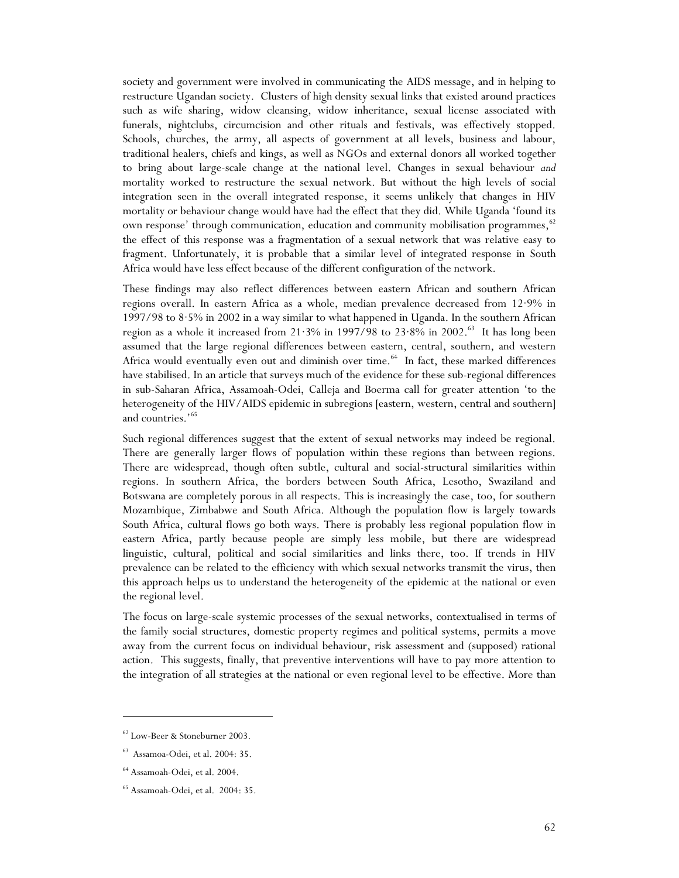society and government were involved in communicating the AIDS message, and in helping to restructure Ugandan society. Clusters of high density sexual links that existed around practices such as wife sharing, widow cleansing, widow inheritance, sexual license associated with funerals, nightclubs, circumcision and other rituals and festivals, was effectively stopped. Schools, churches, the army, all aspects of government at all levels, business and labour, traditional healers, chiefs and kings, as well as NGOs and external donors all worked together to bring about large-scale change at the national level. Changes in sexual behaviour *and* mortality worked to restructure the sexual network. But without the high levels of social integration seen in the overall integrated response, it seems unlikely that changes in HIV mortality or behaviour change would have had the effect that they did. While Uganda 'found its own response' through communication, education and community mobilisation programmes,[62] the effect of this response was a fragmentation of a sexual network that was relative easy to fragment. Unfortunately, it is probable that a similar level of integrated response in South Africa would have less effect because of the different configuration of the network.

These findings may also reflect differences between eastern African and southern African regions overall. In eastern Africa as a whole, median prevalence decreased from 12·9% in 1997/98 to 8·5% in 2002 in a way similar to what happened in Uganda. In the southern African region as a whole it increased from 21·3% in 1997/98 to 23·8% in 2002.[63] It has long been assumed that the large regional differences between eastern, central, southern, and western Africa would eventually even out and diminish over time.[64] In fact, these marked differences have stabilised. In an article that surveys much of the evidence for these sub-regional differences in sub-Saharan Africa, Assamoah-Odei, Calleja and Boerma call for greater attention 'to the heterogeneity of the HIV/AIDS epidemic in subregions [eastern, western, central and southern] and countries.'[65]

Such regional differences suggest that the extent of sexual networks may indeed be regional. There are generally larger flows of population within these regions than between regions. There are widespread, though often subtle, cultural and social-structural similarities within regions. In southern Africa, the borders between South Africa, Lesotho, Swaziland and Botswana are completely porous in all respects. This is increasingly the case, too, for southern Mozambique, Zimbabwe and South Africa. Although the population flow is largely towards South Africa, cultural flows go both ways. There is probably less regional population flow in eastern Africa, partly because people are simply less mobile, but there are widespread linguistic, cultural, political and social similarities and links there, too. If trends in HIV prevalence can be related to the efficiency with which sexual networks transmit the virus, then this approach helps us to understand the heterogeneity of the epidemic at the national or even the regional level.

The focus on large-scale systemic processes of the sexual networks, contextualised in terms of the family social structures, domestic property regimes and political systems, permits a move away from the current focus on individual behaviour, risk assessment and (supposed) rational action. This suggests, finally, that preventive interventions will have to pay more attention to the integration of all strategies at the national or even regional level to be effective. More than

---

[62] Low-Beer & Stoneburner 2003.

[63] Assamoa-Odei, et al. 2004: 35.

[64] Assamoah-Odei, et al. 2004.

[65] Assamoah-Odei, et al. 2004: 35.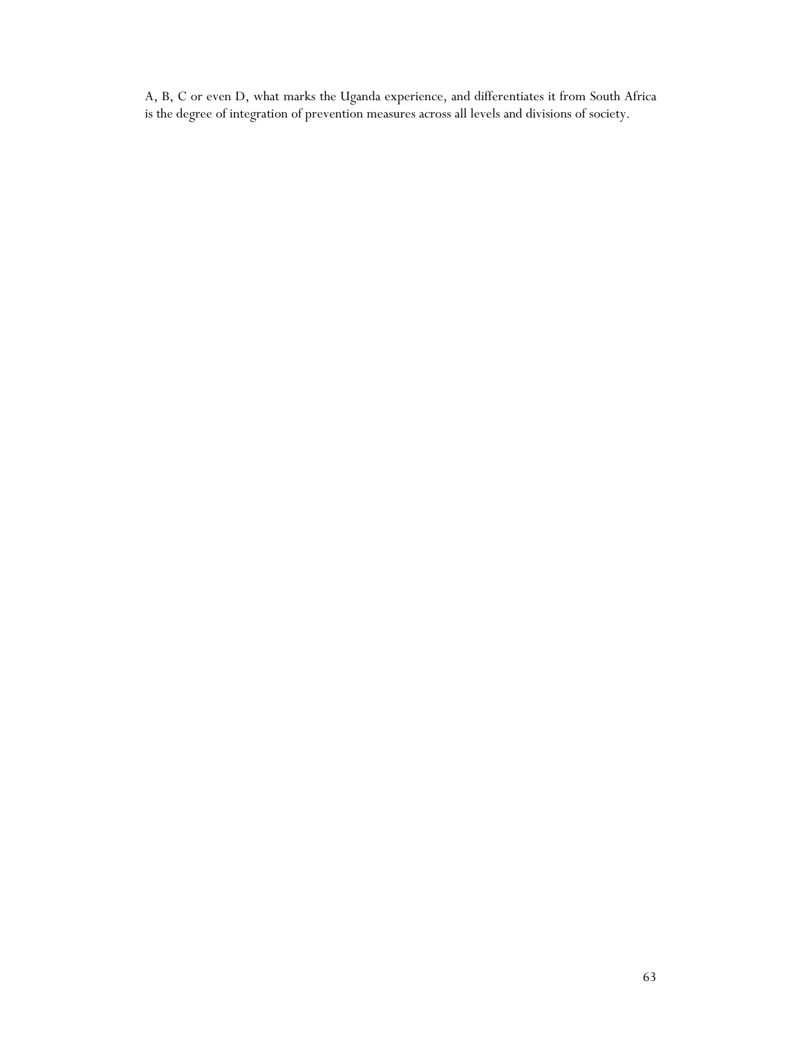A, B, C or even D, what marks the Uganda experience, and differentiates it from South Africa is the degree of integration of prevention measures across all levels and divisions of society.